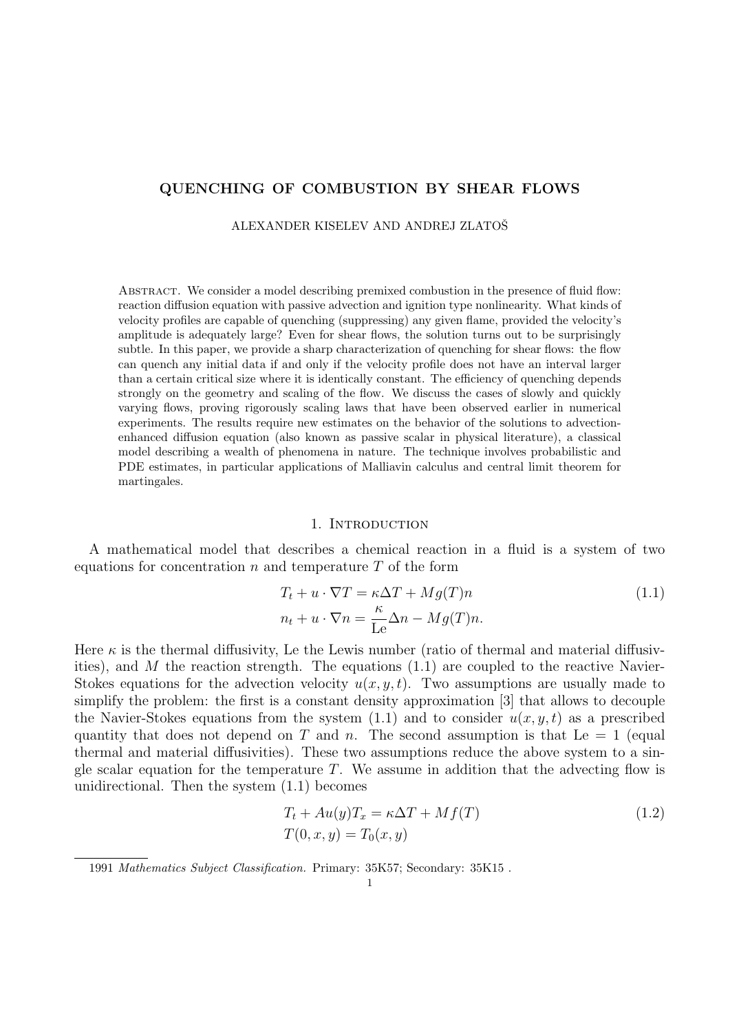# QUENCHING OF COMBUSTION BY SHEAR FLOWS

ALEXANDER KISELEV AND ANDREJ ZLATOŠ

Abstract. We consider a model describing premixed combustion in the presence of fluid flow: reaction diffusion equation with passive advection and ignition type nonlinearity. What kinds of velocity profiles are capable of quenching (suppressing) any given flame, provided the velocity's amplitude is adequately large? Even for shear flows, the solution turns out to be surprisingly subtle. In this paper, we provide a sharp characterization of quenching for shear flows: the flow can quench any initial data if and only if the velocity profile does not have an interval larger than a certain critical size where it is identically constant. The efficiency of quenching depends strongly on the geometry and scaling of the flow. We discuss the cases of slowly and quickly varying flows, proving rigorously scaling laws that have been observed earlier in numerical experiments. The results require new estimates on the behavior of the solutions to advection-enhanced diffusion equation (also known as passive scalar in physical literature), a classical model describing a wealth of phenomena in nature. The technique involves probabilistic and PDE estimates, in particular applications of Malliavin calculus and central limit theorem for martingales.

## 1. Introduction

A mathematical model that describes a chemical reaction in a fluid is a system of two equations for concentration $n$ and temperature $T$ of the form

$$
\begin{aligned}
T_t + u \cdot \nabla T &= \kappa \Delta T + Mg(T)n \\
n_t + u \cdot \nabla n &= \frac{\kappa}{\mathrm{Le}} \Delta n - Mg(T)n.
\end{aligned}
\tag{1.1}
$$

Here $\kappa$ is the thermal diffusivity, Le the Lewis number (ratio of thermal and material diffusivities), and $M$ the reaction strength. The equations (1.1) are coupled to the reactive Navier-Stokes equations for the advection velocity $u(x, y, t)$. Two assumptions are usually made to simplify the problem: the first is a constant density approximation [3] that allows to decouple the Navier-Stokes equations from the system (1.1) and to consider $u(x, y, t)$ as a prescribed quantity that does not depend on $T$ and $n$. The second assumption is that Le $= 1$ (equal thermal and material diffusivities). These two assumptions reduce the above system to a single scalar equation for the temperature $T$. We assume in addition that the advecting flow is unidirectional. Then the system (1.1) becomes

$$
\begin{aligned}
T_t + Au(y)T_x &= \kappa \Delta T + Mf(T) \\
T(0, x, y) &= T_0(x, y)
\end{aligned}
\tag{1.2}
$$

1991 *Mathematics Subject Classification.* Primary: 35K57; Secondary: 35K15 .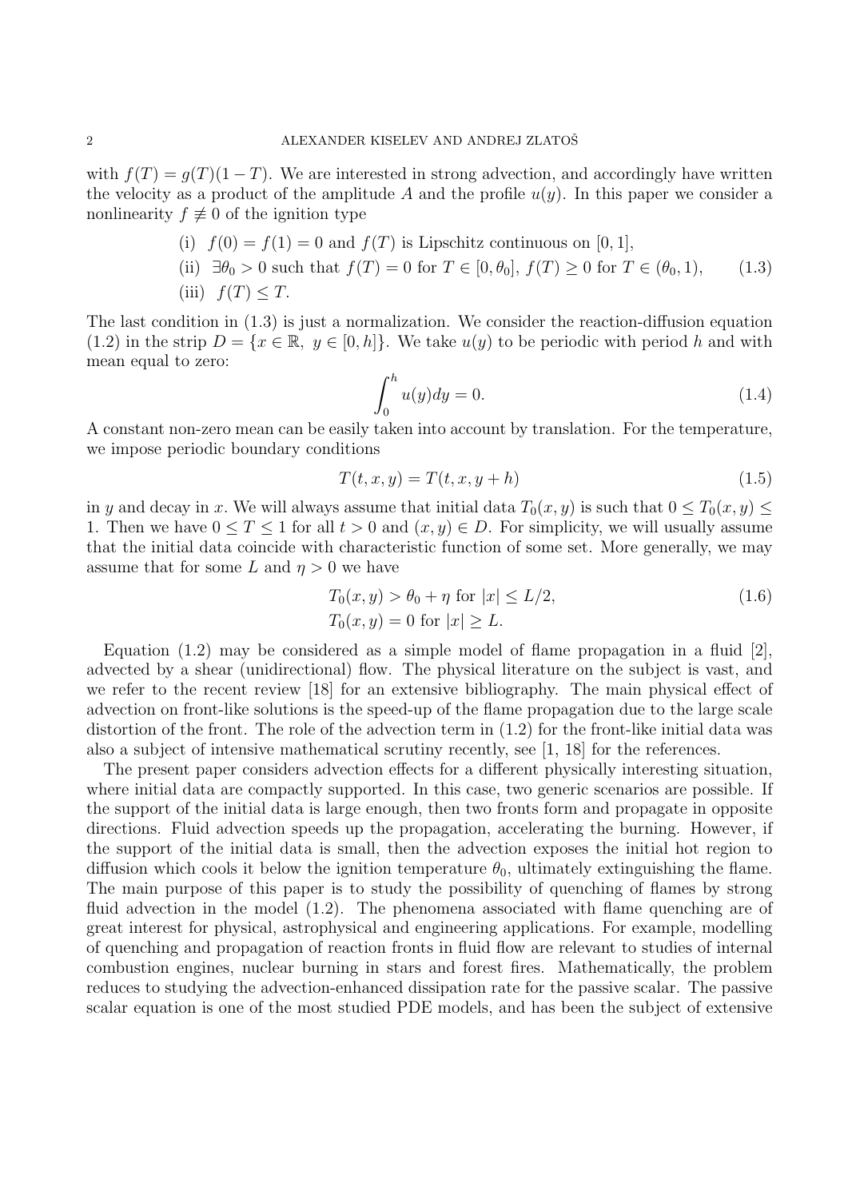with $f(T) = g(T)(1-T)$. We are interested in strong advection, and accordingly have written the velocity as a product of the amplitude $A$ and the profile $u(y)$. In this paper we consider a nonlinearity $f \not\equiv 0$ of the ignition type

$$
\begin{aligned}
&\text{(i)} \;\; f(0) = f(1) = 0 \text{ and } f(T) \text{ is Lipschitz continuous on } [0,1],\\
&\text{(ii)} \;\; \exists \theta_0 > 0 \text{ such that } f(T) = 0 \text{ for } T \in [0, \theta_0],\; f(T) \geq 0 \text{ for } T \in (\theta_0, 1),\\
&\text{(iii)} \;\; f(T) \leq T.
\end{aligned} \tag{1.3}
$$

The last condition in (1.3) is just a normalization. We consider the reaction-diffusion equation (1.2) in the strip $D = \{x \in \mathbb{R},\; y \in [0,h]\}$. We take $u(y)$ to be periodic with period $h$ and with mean equal to zero:

$$
\int_0^h u(y)dy = 0. \tag{1.4}
$$

A constant non-zero mean can be easily taken into account by translation. For the temperature, we impose periodic boundary conditions

$$
T(t,x,y) = T(t,x,y+h) \tag{1.5}
$$

in $y$ and decay in $x$. We will always assume that initial data $T_0(x,y)$ is such that $0 \leq T_0(x,y) \leq 1$. Then we have $0 \leq T \leq 1$ for all $t > 0$ and $(x,y) \in D$. For simplicity, we will usually assume that the initial data coincide with characteristic function of some set. More generally, we may assume that for some $L$ and $\eta > 0$ we have

$$
\begin{aligned}
&T_0(x,y) > \theta_0 + \eta \text{ for } |x| \leq L/2,\\
&T_0(x,y) = 0 \text{ for } |x| \geq L.
\end{aligned} \tag{1.6}
$$

Equation (1.2) may be considered as a simple model of flame propagation in a fluid [2], advected by a shear (unidirectional) flow. The physical literature on the subject is vast, and we refer to the recent review [18] for an extensive bibliography. The main physical effect of advection on front-like solutions is the speed-up of the flame propagation due to the large scale distortion of the front. The role of the advection term in (1.2) for the front-like initial data was also a subject of intensive mathematical scrutiny recently, see [1, 18] for the references.

The present paper considers advection effects for a different physically interesting situation, where initial data are compactly supported. In this case, two generic scenarios are possible. If the support of the initial data is large enough, then two fronts form and propagate in opposite directions. Fluid advection speeds up the propagation, accelerating the burning. However, if the support of the initial data is small, then the advection exposes the initial hot region to diffusion which cools it below the ignition temperature $\theta_0$, ultimately extinguishing the flame. The main purpose of this paper is to study the possibility of quenching of flames by strong fluid advection in the model (1.2). The phenomena associated with flame quenching are of great interest for physical, astrophysical and engineering applications. For example, modelling of quenching and propagation of reaction fronts in fluid flow are relevant to studies of internal combustion engines, nuclear burning in stars and forest fires. Mathematically, the problem reduces to studying the advection-enhanced dissipation rate for the passive scalar. The passive scalar equation is one of the most studied PDE models, and has been the subject of extensive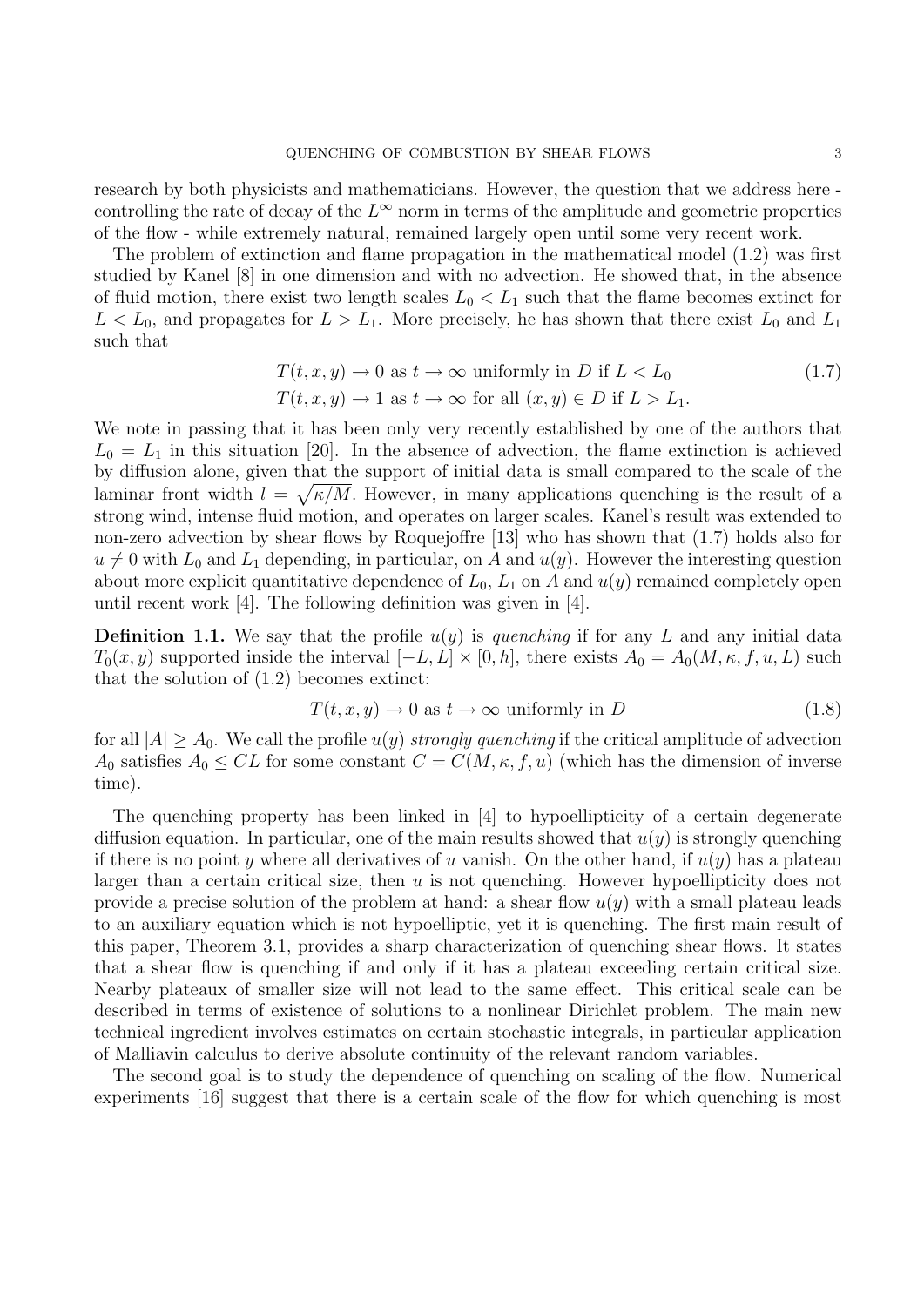research by both physicists and mathematicians. However, the question that we address here - controlling the rate of decay of the $L^\infty$ norm in terms of the amplitude and geometric properties of the flow - while extremely natural, remained largely open until some very recent work.

The problem of extinction and flame propagation in the mathematical model (1.2) was first studied by Kanel [8] in one dimension and with no advection. He showed that, in the absence of fluid motion, there exist two length scales $L_0 < L_1$ such that the flame becomes extinct for $L < L_0$, and propagates for $L > L_1$. More precisely, he has shown that there exist $L_0$ and $L_1$ such that

$$
\begin{aligned}
&T(t,x,y) \to 0 \text{ as } t \to \infty \text{ uniformly in } D \text{ if } L < L_0 \\
&T(t,x,y) \to 1 \text{ as } t \to \infty \text{ for all } (x,y) \in D \text{ if } L > L_1.
\end{aligned}
\tag{1.7}
$$

We note in passing that it has been only very recently established by one of the authors that $L_0 = L_1$ in this situation [20]. In the absence of advection, the flame extinction is achieved by diffusion alone, given that the support of initial data is small compared to the scale of the laminar front width $l = \sqrt{\kappa/M}$. However, in many applications quenching is the result of a strong wind, intense fluid motion, and operates on larger scales. Kanel's result was extended to non-zero advection by shear flows by Roquejoffre [13] who has shown that (1.7) holds also for $u \neq 0$ with $L_0$ and $L_1$ depending, in particular, on $A$ and $u(y)$. However the interesting question about more explicit quantitative dependence of $L_0$, $L_1$ on $A$ and $u(y)$ remained completely open until recent work [4]. The following definition was given in [4].

**Definition 1.1.** We say that the profile $u(y)$ is *quenching* if for any $L$ and any initial data $T_0(x,y)$ supported inside the interval $[-L, L] \times [0, h]$, there exists $A_0 = A_0(M, \kappa, f, u, L)$ such that the solution of (1.2) becomes extinct:

$$
T(t,x,y) \to 0 \text{ as } t \to \infty \text{ uniformly in } D \tag{1.8}
$$

for all $|A| \geq A_0$. We call the profile $u(y)$ *strongly quenching* if the critical amplitude of advection $A_0$ satisfies $A_0 \leq CL$ for some constant $C = C(M, \kappa, f, u)$ (which has the dimension of inverse time).

The quenching property has been linked in [4] to hypoellipticity of a certain degenerate diffusion equation. In particular, one of the main results showed that $u(y)$ is strongly quenching if there is no point $y$ where all derivatives of $u$ vanish. On the other hand, if $u(y)$ has a plateau larger than a certain critical size, then $u$ is not quenching. However hypoellipticity does not provide a precise solution of the problem at hand: a shear flow $u(y)$ with a small plateau leads to an auxiliary equation which is not hypoelliptic, yet it is quenching. The first main result of this paper, Theorem 3.1, provides a sharp characterization of quenching shear flows. It states that a shear flow is quenching if and only if it has a plateau exceeding certain critical size. Nearby plateaux of smaller size will not lead to the same effect. This critical scale can be described in terms of existence of solutions to a nonlinear Dirichlet problem. The main new technical ingredient involves estimates on certain stochastic integrals, in particular application of Malliavin calculus to derive absolute continuity of the relevant random variables.

The second goal is to study the dependence of quenching on scaling of the flow. Numerical experiments [16] suggest that there is a certain scale of the flow for which quenching is most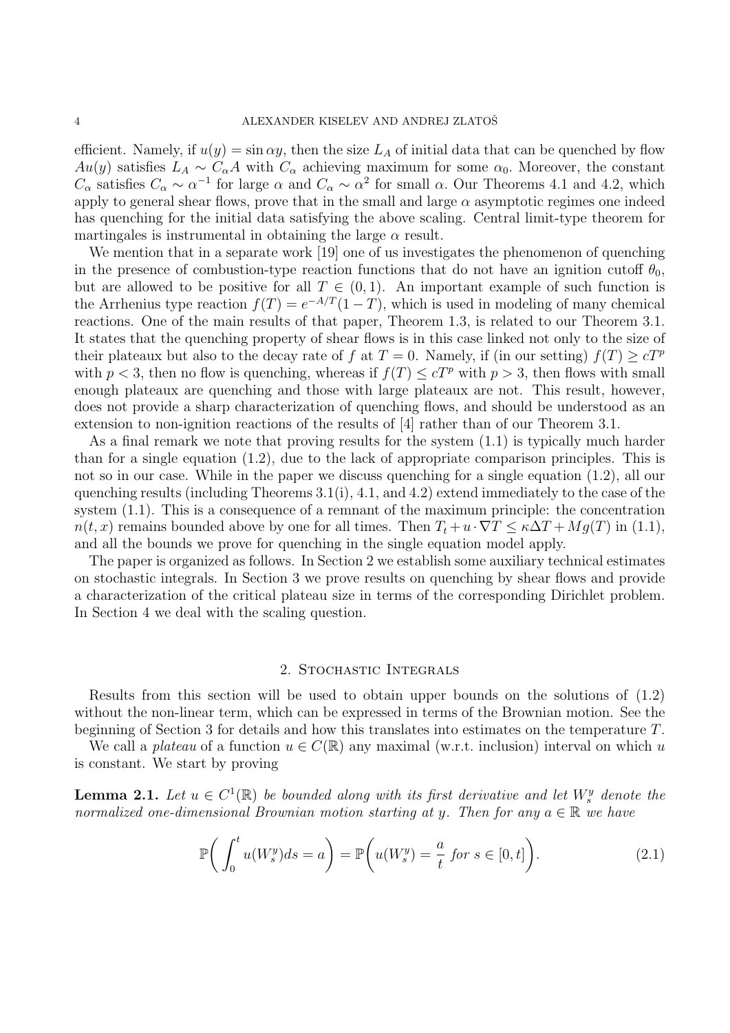efficient. Namely, if $u(y) = \sin \alpha y$, then the size $L_A$ of initial data that can be quenched by flow $Au(y)$ satisfies $L_A \sim C_\alpha A$ with $C_\alpha$ achieving maximum for some $\alpha_0$. Moreover, the constant $C_\alpha$ satisfies $C_\alpha \sim \alpha^{-1}$ for large $\alpha$ and $C_\alpha \sim \alpha^2$ for small $\alpha$. Our Theorems 4.1 and 4.2, which apply to general shear flows, prove that in the small and large $\alpha$ asymptotic regimes one indeed has quenching for the initial data satisfying the above scaling. Central limit-type theorem for martingales is instrumental in obtaining the large $\alpha$ result.

We mention that in a separate work [19] one of us investigates the phenomenon of quenching in the presence of combustion-type reaction functions that do not have an ignition cutoff $\theta_0$, but are allowed to be positive for all $T \in (0,1)$. An important example of such function is the Arrhenius type reaction $f(T) = e^{-A/T}(1-T)$, which is used in modeling of many chemical reactions. One of the main results of that paper, Theorem 1.3, is related to our Theorem 3.1. It states that the quenching property of shear flows is in this case linked not only to the size of their plateaux but also to the decay rate of $f$ at $T = 0$. Namely, if (in our setting) $f(T) \geq cT^p$ with $p < 3$, then no flow is quenching, whereas if $f(T) \leq cT^p$ with $p > 3$, then flows with small enough plateaux are quenching and those with large plateaux are not. This result, however, does not provide a sharp characterization of quenching flows, and should be understood as an extension to non-ignition reactions of the results of [4] rather than of our Theorem 3.1.

As a final remark we note that proving results for the system (1.1) is typically much harder than for a single equation (1.2), due to the lack of appropriate comparison principles. This is not so in our case. While in the paper we discuss quenching for a single equation (1.2), all our quenching results (including Theorems 3.1(i), 4.1, and 4.2) extend immediately to the case of the system (1.1). This is a consequence of a remnant of the maximum principle: the concentration $n(t,x)$ remains bounded above by one for all times. Then $T_t + u \cdot \nabla T \leq \kappa \Delta T + Mg(T)$ in (1.1), and all the bounds we prove for quenching in the single equation model apply.

The paper is organized as follows. In Section 2 we establish some auxiliary technical estimates on stochastic integrals. In Section 3 we prove results on quenching by shear flows and provide a characterization of the critical plateau size in terms of the corresponding Dirichlet problem. In Section 4 we deal with the scaling question.

## 2. Stochastic Integrals

Results from this section will be used to obtain upper bounds on the solutions of (1.2) without the non-linear term, which can be expressed in terms of the Brownian motion. See the beginning of Section 3 for details and how this translates into estimates on the temperature $T$.

We call a *plateau* of a function $u \in C(\mathbb{R})$ any maximal (w.r.t. inclusion) interval on which $u$ is constant. We start by proving

**Lemma 2.1.** *Let $u \in C^1(\mathbb{R})$ be bounded along with its first derivative and let $W_s^y$ denote the normalized one-dimensional Brownian motion starting at $y$. Then for any $a \in \mathbb{R}$ we have*

$$\mathbb{P}\bigg( \int_0^t u(W_s^y)ds = a \bigg) = \mathbb{P}\bigg( u(W_s^y) = \frac{a}{t} \text{ for } s \in [0,t] \bigg). \tag{2.1}$$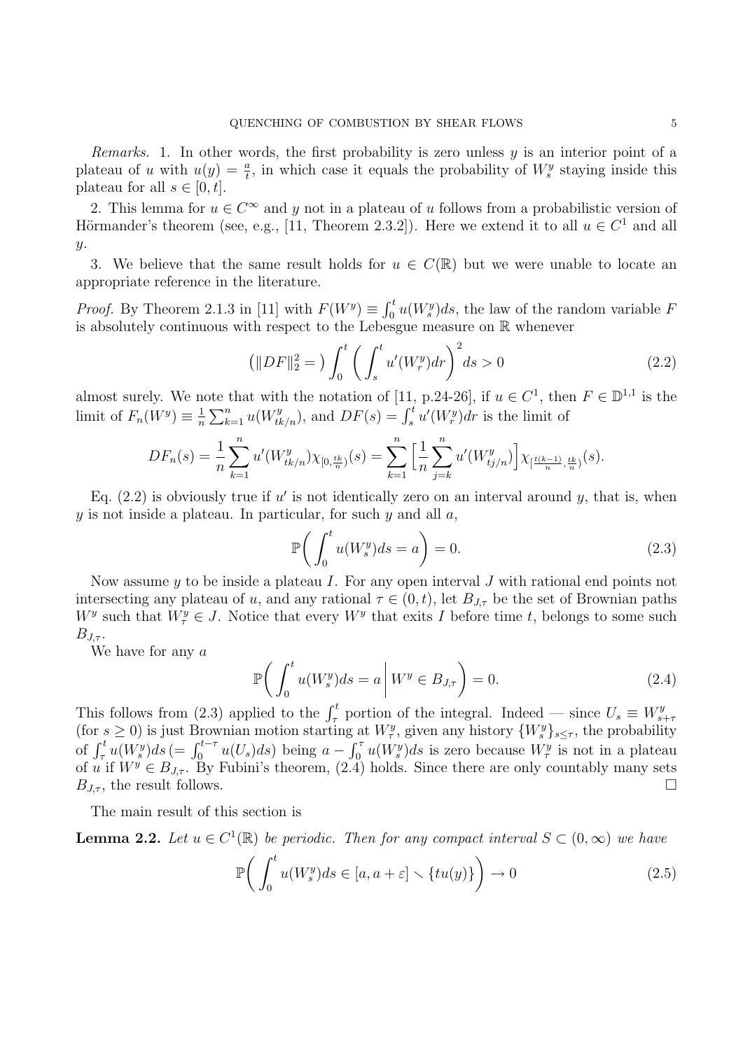*Remarks.* 1. In other words, the first probability is zero unless $y$ is an interior point of a plateau of $u$ with $u(y) = \frac{a}{t}$, in which case it equals the probability of $W_s^y$ staying inside this plateau for all $s \in [0, t]$.

2. This lemma for $u \in C^\infty$ and $y$ not in a plateau of $u$ follows from a probabilistic version of Hörmander's theorem (see, e.g., [11, Theorem 2.3.2]). Here we extend it to all $u \in C^1$ and all $y$.

3. We believe that the same result holds for $u \in C(\mathbb{R})$ but we were unable to locate an appropriate reference in the literature.

*Proof.* By Theorem 2.1.3 in [11] with $F(W^y) \equiv \int_0^t u(W_s^y)ds$, the law of the random variable $F$ is absolutely continuous with respect to the Lebesgue measure on $\mathbb{R}$ whenever

$$\big(\|DF\|_2^2 =\big) \int_0^t \bigg( \int_s^t u'(W_r^y)dr \bigg)^2 ds > 0 \tag{2.2}$$

almost surely. We note that with the notation of [11, p.24-26], if $u \in C^1$, then $F \in \mathbb{D}^{1,1}$ is the limit of $F_n(W^y) \equiv \frac{1}{n}\sum_{k=1}^n u(W_{tk/n}^y)$, and $DF(s) = \int_s^t u'(W_r^y)dr$ is the limit of

$$DF_n(s) = \frac{1}{n}\sum_{k=1}^n u'(W_{tk/n}^y)\chi_{[0,\frac{tk}{n})}(s) = \sum_{k=1}^n \Big[\frac{1}{n}\sum_{j=k}^n u'(W_{tj/n}^y)\Big]\chi_{[\frac{t(k-1)}{n},\frac{tk}{n})}(s).$$

Eq. (2.2) is obviously true if $u'$ is not identically zero on an interval around $y$, that is, when $y$ is not inside a plateau. In particular, for such $y$ and all $a$,

$$\mathbb{P}\bigg( \int_0^t u(W_s^y)ds = a \bigg) = 0. \tag{2.3}$$

Now assume $y$ to be inside a plateau $I$. For any open interval $J$ with rational end points not intersecting any plateau of $u$, and any rational $\tau \in (0, t)$, let $B_{J,\tau}$ be the set of Brownian paths $W^y$ such that $W_\tau^y \in J$. Notice that every $W^y$ that exits $I$ before time $t$, belongs to some such $B_{J,\tau}$.

We have for any $a$

$$\mathbb{P}\bigg( \int_0^t u(W_s^y)ds = a \,\bigg|\, W^y \in B_{J,\tau} \bigg) = 0. \tag{2.4}$$

This follows from (2.3) applied to the $\int_\tau^t$ portion of the integral. Indeed — since $U_s \equiv W_{s+\tau}^y$ (for $s \geq 0$) is just Brownian motion starting at $W_\tau^y$, given any history $\{W_s^y\}_{s\leq\tau}$, the probability of $\int_\tau^t u(W_s^y)ds \,(= \int_0^{t-\tau} u(U_s)ds)$ being $a - \int_0^\tau u(W_s^y)ds$ is zero because $W_\tau^y$ is not in a plateau of $u$ if $W^y \in B_{J,\tau}$. By Fubini's theorem, (2.4) holds. Since there are only countably many sets $B_{J,\tau}$, the result follows. $\square$

The main result of this section is

**Lemma 2.2.** *Let $u \in C^1(\mathbb{R})$ be periodic. Then for any compact interval $S \subset (0, \infty)$ we have*

$$\mathbb{P}\bigg( \int_0^t u(W_s^y)ds \in [a, a+\varepsilon] \setminus \{tu(y)\} \bigg) \to 0 \tag{2.5}$$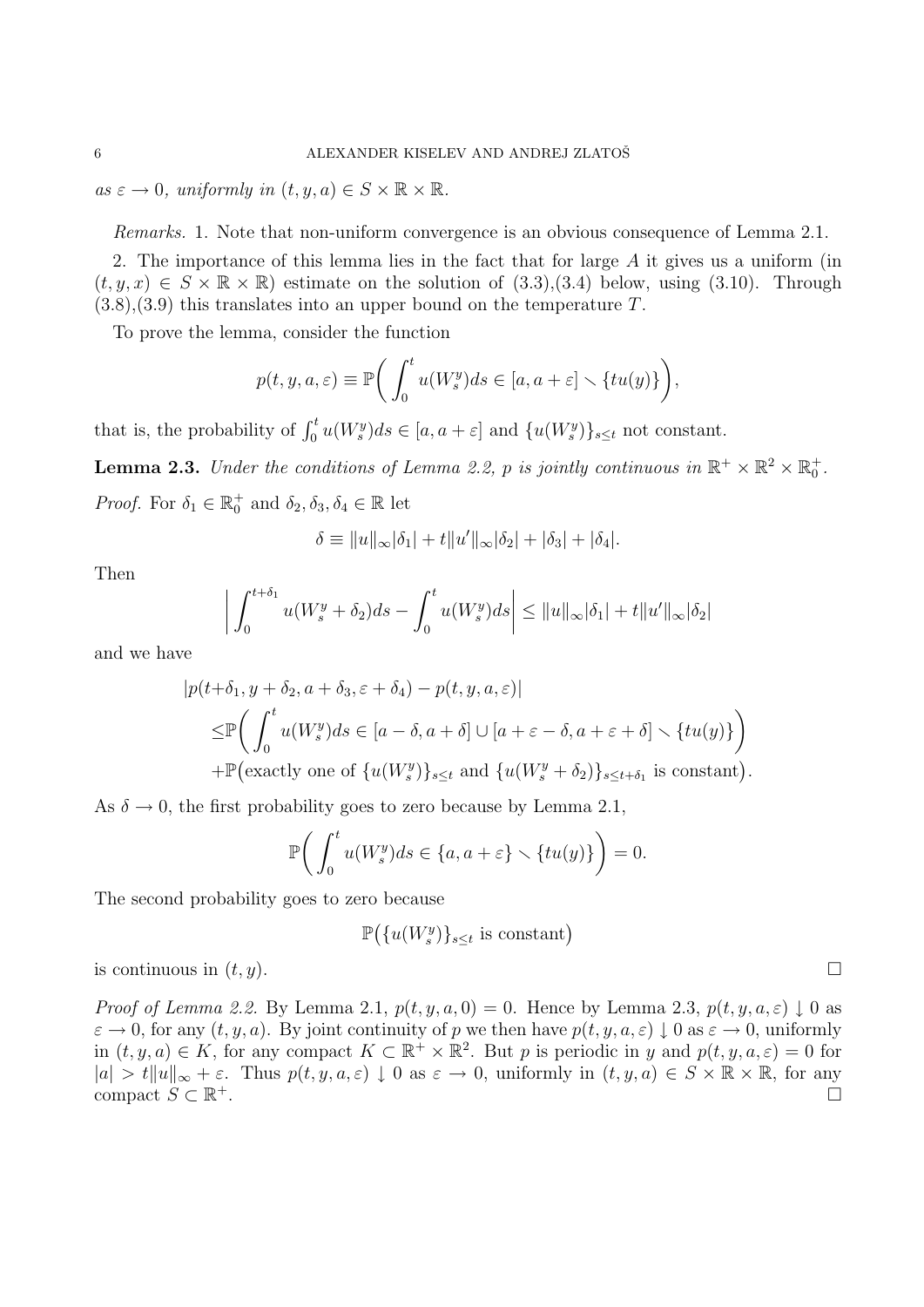*as* $\varepsilon \to 0$*, uniformly in* $(t, y, a) \in S \times \mathbb{R} \times \mathbb{R}$.

*Remarks.* 1. Note that non-uniform convergence is an obvious consequence of Lemma 2.1.

2. The importance of this lemma lies in the fact that for large $A$ it gives us a uniform (in $(t, y, x) \in S \times \mathbb{R} \times \mathbb{R}$) estimate on the solution of (3.3),(3.4) below, using (3.10). Through (3.8),(3.9) this translates into an upper bound on the temperature $T$.

To prove the lemma, consider the function

$$p(t, y, a, \varepsilon) \equiv \mathbb{P}\bigg( \int_0^t u(W_s^y) ds \in [a, a+\varepsilon] \setminus \{tu(y)\} \bigg),$$

that is, the probability of $\int_0^t u(W_s^y)ds \in [a, a+\varepsilon]$ and $\{u(W_s^y)\}_{s \le t}$ not constant.

**Lemma 2.3.** *Under the conditions of Lemma 2.2,* $p$ *is jointly continuous in* $\mathbb{R}^+ \times \mathbb{R}^2 \times \mathbb{R}_0^+$.

*Proof.* For $\delta_1 \in \mathbb{R}_0^+$ and $\delta_2, \delta_3, \delta_4 \in \mathbb{R}$ let

$$\delta \equiv \|u\|_\infty |\delta_1| + t \|u'\|_\infty |\delta_2| + |\delta_3| + |\delta_4|.$$

Then

$$\bigg| \int_0^{t+\delta_1} u(W_s^y + \delta_2) ds - \int_0^t u(W_s^y) ds \bigg| \le \|u\|_\infty |\delta_1| + t \|u'\|_\infty |\delta_2|$$

and we have

$$\begin{aligned}
|p(t+&\delta_1, y+\delta_2, a+\delta_3, \varepsilon+\delta_4) - p(t, y, a, \varepsilon)| \\
\le &\mathbb{P}\bigg( \int_0^t u(W_s^y) ds \in [a-\delta, a+\delta] \cup [a+\varepsilon-\delta, a+\varepsilon+\delta] \setminus \{tu(y)\} \bigg) \\
&+ \mathbb{P}\big(\text{exactly one of } \{u(W_s^y)\}_{s \le t} \text{ and } \{u(W_s^y + \delta_2)\}_{s \le t+\delta_1} \text{ is constant}\big).
\end{aligned}$$

As $\delta \to 0$, the first probability goes to zero because by Lemma 2.1,

$$\mathbb{P}\bigg( \int_0^t u(W_s^y) ds \in \{a, a+\varepsilon\} \setminus \{tu(y)\} \bigg) = 0.$$

The second probability goes to zero because

$$\mathbb{P}\big( \{u(W_s^y)\}_{s \le t} \text{ is constant} \big)$$

is continuous in $(t, y)$. $\square$

*Proof of Lemma 2.2.* By Lemma 2.1, $p(t, y, a, 0) = 0$. Hence by Lemma 2.3, $p(t, y, a, \varepsilon) \downarrow 0$ as $\varepsilon \to 0$, for any $(t, y, a)$. By joint continuity of $p$ we then have $p(t, y, a, \varepsilon) \downarrow 0$ as $\varepsilon \to 0$, uniformly in $(t, y, a) \in K$, for any compact $K \subset \mathbb{R}^+ \times \mathbb{R}^2$. But $p$ is periodic in $y$ and $p(t, y, a, \varepsilon) = 0$ for $|a| > t\|u\|_\infty + \varepsilon$. Thus $p(t, y, a, \varepsilon) \downarrow 0$ as $\varepsilon \to 0$, uniformly in $(t, y, a) \in S \times \mathbb{R} \times \mathbb{R}$, for any compact $S \subset \mathbb{R}^+$. $\square$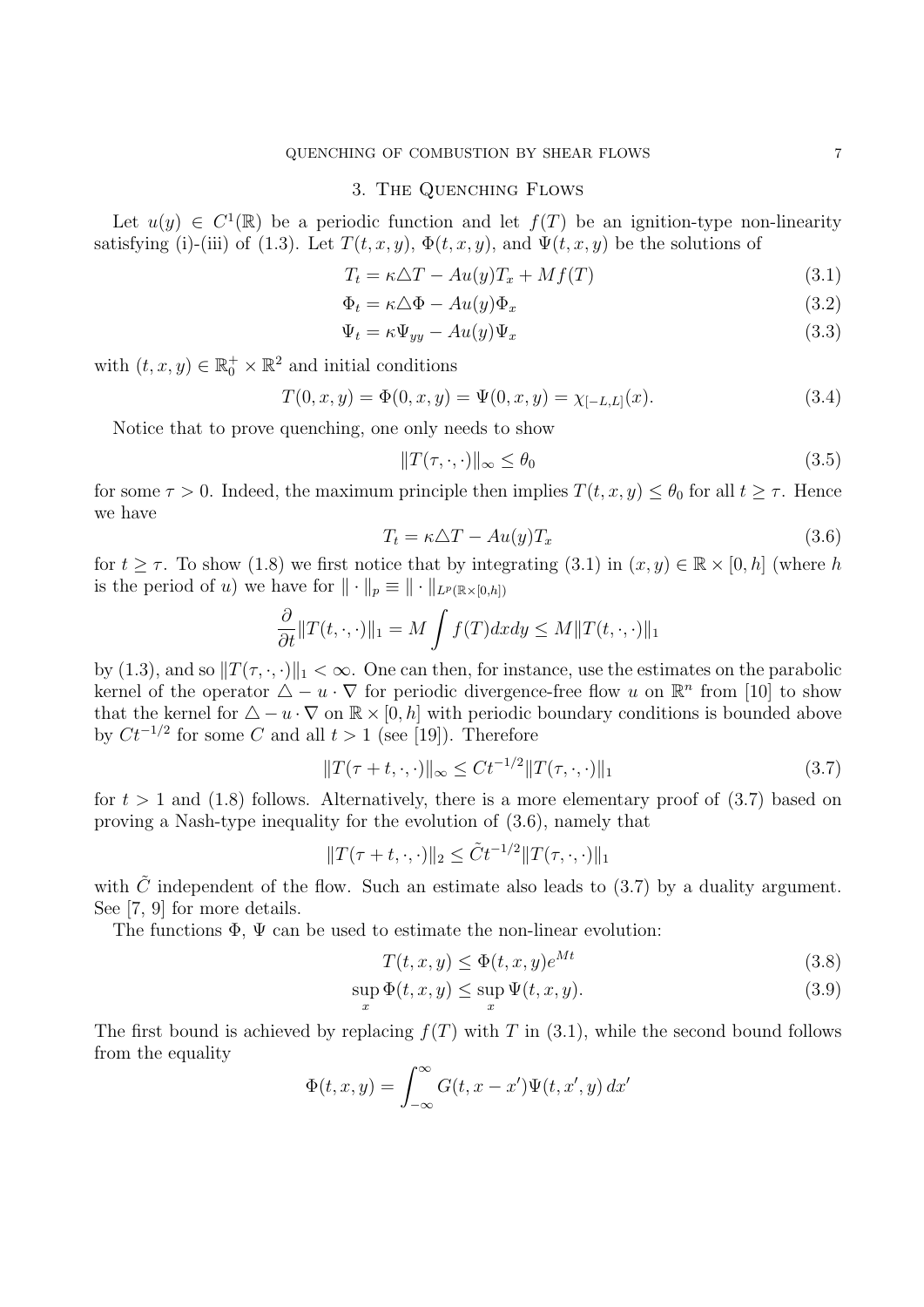## 3. The Quenching Flows

Let $u(y) \in C^1(\mathbb{R})$ be a periodic function and let $f(T)$ be an ignition-type non-linearity satisfying (i)-(iii) of (1.3). Let $T(t,x,y)$, $\Phi(t,x,y)$, and $\Psi(t,x,y)$ be the solutions of

$$T_t = \kappa \triangle T - Au(y)T_x + Mf(T) \tag{3.1}$$

$$\Phi_t = \kappa \triangle \Phi - Au(y)\Phi_x \tag{3.2}$$

$$\Psi_t = \kappa \Psi_{yy} - Au(y)\Psi_x \tag{3.3}$$

with $(t,x,y) \in \mathbb{R}_0^+ \times \mathbb{R}^2$ and initial conditions

$$T(0,x,y) = \Phi(0,x,y) = \Psi(0,x,y) = \chi_{[-L,L]}(x). \tag{3.4}$$

Notice that to prove quenching, one only needs to show

$$\|T(\tau,\cdot,\cdot)\|_\infty \le \theta_0 \tag{3.5}$$

for some $\tau > 0$. Indeed, the maximum principle then implies $T(t,x,y) \le \theta_0$ for all $t \ge \tau$. Hence we have

$$T_t = \kappa \triangle T - Au(y)T_x \tag{3.6}$$

for $t \ge \tau$. To show (1.8) we first notice that by integrating (3.1) in $(x,y) \in \mathbb{R} \times [0,h]$ (where $h$ is the period of $u$) we have for $\|\cdot\|_p \equiv \|\cdot\|_{L^p(\mathbb{R}\times[0,h])}$

$$\frac{\partial}{\partial t}\|T(t,\cdot,\cdot)\|_1 = M\int f(T)\,dxdy \le M\|T(t,\cdot,\cdot)\|_1$$

by (1.3), and so $\|T(\tau,\cdot,\cdot)\|_1 < \infty$. One can then, for instance, use the estimates on the parabolic kernel of the operator $\triangle - u\cdot\nabla$ for periodic divergence-free flow $u$ on $\mathbb{R}^n$ from [10] to show that the kernel for $\triangle - u\cdot\nabla$ on $\mathbb{R}\times[0,h]$ with periodic boundary conditions is bounded above by $Ct^{-1/2}$ for some $C$ and all $t > 1$ (see [19]). Therefore

$$\|T(\tau+t,\cdot,\cdot)\|_\infty \le Ct^{-1/2}\|T(\tau,\cdot,\cdot)\|_1 \tag{3.7}$$

for $t > 1$ and (1.8) follows. Alternatively, there is a more elementary proof of (3.7) based on proving a Nash-type inequality for the evolution of (3.6), namely that

$$\|T(\tau+t,\cdot,\cdot)\|_2 \le \tilde{C}t^{-1/2}\|T(\tau,\cdot,\cdot)\|_1$$

with $\tilde{C}$ independent of the flow. Such an estimate also leads to (3.7) by a duality argument. See [7, 9] for more details.

The functions $\Phi$, $\Psi$ can be used to estimate the non-linear evolution:

$$T(t,x,y) \le \Phi(t,x,y)e^{Mt} \tag{3.8}$$

$$\sup_x \Phi(t,x,y) \le \sup_x \Psi(t,x,y). \tag{3.9}$$

The first bound is achieved by replacing $f(T)$ with $T$ in (3.1), while the second bound follows from the equality

$$\Phi(t,x,y) = \int_{-\infty}^{\infty} G(t,x-x')\Psi(t,x',y)\,dx'$$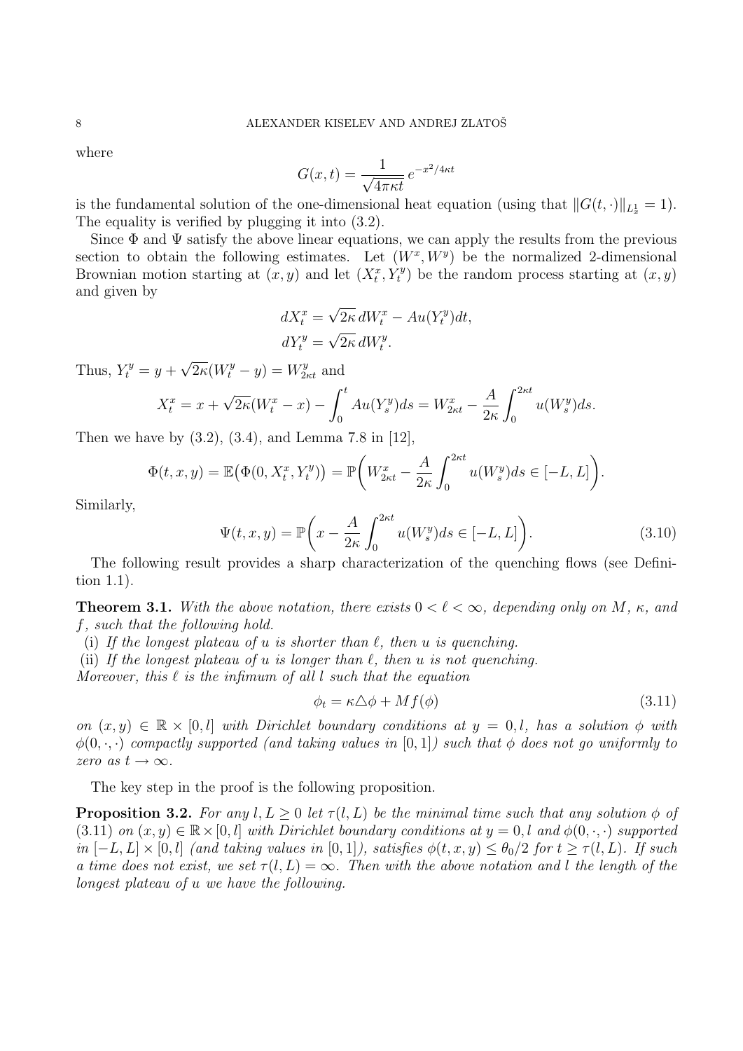where

$$G(x,t) = \frac{1}{\sqrt{4\pi\kappa t}}\, e^{-x^2/4\kappa t}$$

is the fundamental solution of the one-dimensional heat equation (using that $\|G(t,\cdot)\|_{L^1_x} = 1$). The equality is verified by plugging it into (3.2).

Since $\Phi$ and $\Psi$ satisfy the above linear equations, we can apply the results from the previous section to obtain the following estimates. Let $(W^x, W^y)$ be the normalized 2-dimensional Brownian motion starting at $(x,y)$ and let $(X^x_t, Y^y_t)$ be the random process starting at $(x,y)$ and given by

$$dX^x_t = \sqrt{2\kappa}\, dW^x_t - Au(Y^y_t)dt,$$
$$dY^y_t = \sqrt{2\kappa}\, dW^y_t.$$

Thus, $Y^y_t = y + \sqrt{2\kappa}(W^y_t - y) = W^y_{2\kappa t}$ and

$$X^x_t = x + \sqrt{2\kappa}(W^x_t - x) - \int_0^t Au(Y^y_s)ds = W^x_{2\kappa t} - \frac{A}{2\kappa}\int_0^{2\kappa t} u(W^y_s)ds.$$

Then we have by (3.2), (3.4), and Lemma 7.8 in [12],

$$\Phi(t,x,y) = \mathbb{E}\big(\Phi(0, X^x_t, Y^y_t)\big) = \mathbb{P}\bigg(W^x_{2\kappa t} - \frac{A}{2\kappa}\int_0^{2\kappa t} u(W^y_s)ds \in [-L, L]\bigg).$$

Similarly,

$$\Psi(t,x,y) = \mathbb{P}\bigg(x - \frac{A}{2\kappa}\int_0^{2\kappa t} u(W^y_s)ds \in [-L, L]\bigg). \tag{3.10}$$

The following result provides a sharp characterization of the quenching flows (see Definition 1.1).

**Theorem 3.1.** *With the above notation, there exists $0 < \ell < \infty$, depending only on $M$, $\kappa$, and $f$, such that the following hold.*

(i) *If the longest plateau of $u$ is shorter than $\ell$, then $u$ is quenching.*

(ii) *If the longest plateau of $u$ is longer than $\ell$, then $u$ is not quenching.*

*Moreover, this $\ell$ is the infimum of all $l$ such that the equation*

$$\phi_t = \kappa\triangle\phi + Mf(\phi) \tag{3.11}$$

*on $(x,y) \in \mathbb{R}\times[0,l]$ with Dirichlet boundary conditions at $y = 0, l$, has a solution $\phi$ with $\phi(0,\cdot,\cdot)$ compactly supported (and taking values in $[0,1]$) such that $\phi$ does not go uniformly to zero as $t \to \infty$.*

The key step in the proof is the following proposition.

**Proposition 3.2.** *For any $l, L \geq 0$ let $\tau(l,L)$ be the minimal time such that any solution $\phi$ of (3.11) on $(x,y) \in \mathbb{R}\times[0,l]$ with Dirichlet boundary conditions at $y = 0, l$ and $\phi(0,\cdot,\cdot)$ supported in $[-L,L]\times[0,l]$ (and taking values in $[0,1]$), satisfies $\phi(t,x,y) \leq \theta_0/2$ for $t \geq \tau(l,L)$. If such a time does not exist, we set $\tau(l,L) = \infty$. Then with the above notation and $l$ the length of the longest plateau of $u$ we have the following.*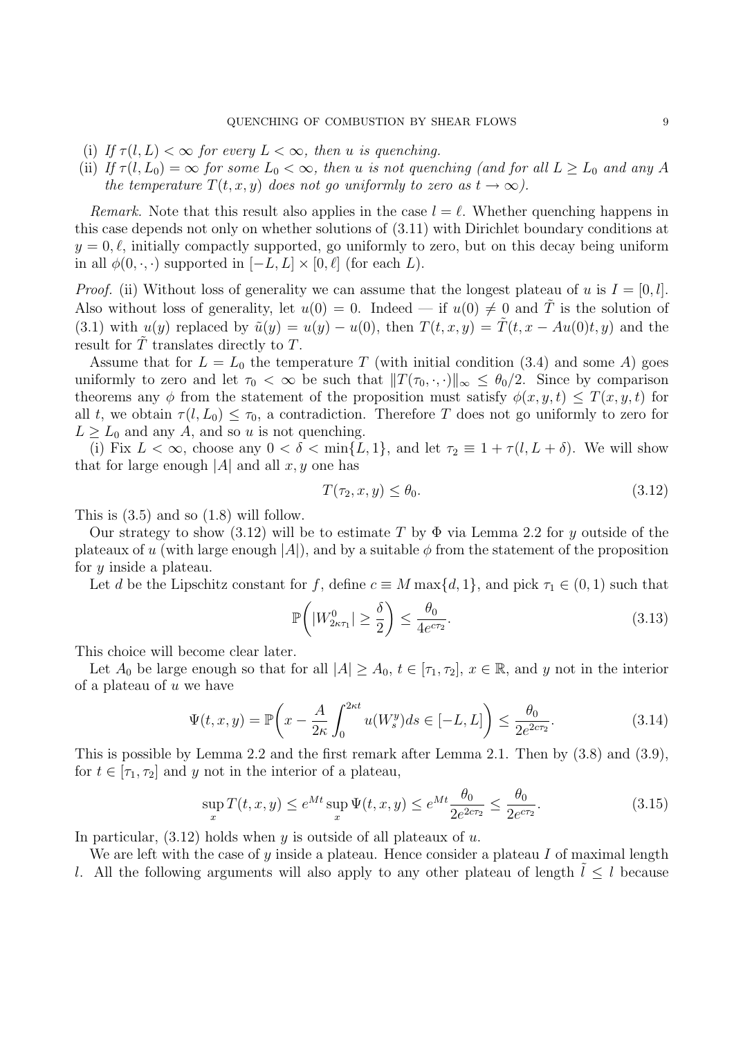- (i) *If $\tau(l, L) < \infty$ for every $L < \infty$, then $u$ is quenching.*
- (ii) *If $\tau(l, L_0) = \infty$ for some $L_0 < \infty$, then $u$ is not quenching (and for all $L \geq L_0$ and any $A$ the temperature $T(t, x, y)$ does not go uniformly to zero as $t \to \infty$).*

*Remark.* Note that this result also applies in the case $l = \ell$. Whether quenching happens in this case depends not only on whether solutions of (3.11) with Dirichlet boundary conditions at $y = 0, \ell$, initially compactly supported, go uniformly to zero, but on this decay being uniform in all $\phi(0, \cdot, \cdot)$ supported in $[-L, L] \times [0, \ell]$ (for each $L$).

*Proof.* (ii) Without loss of generality we can assume that the longest plateau of $u$ is $I = [0, l]$. Also without loss of generality, let $u(0) = 0$. Indeed — if $u(0) \neq 0$ and $\tilde{T}$ is the solution of (3.1) with $u(y)$ replaced by $\tilde{u}(y) = u(y) - u(0)$, then $T(t, x, y) = \tilde{T}(t, x - Au(0)t, y)$ and the result for $\tilde{T}$ translates directly to $T$.

Assume that for $L = L_0$ the temperature $T$ (with initial condition (3.4) and some $A$) goes uniformly to zero and let $\tau_0 < \infty$ be such that $\|T(\tau_0, \cdot, \cdot)\|_\infty \leq \theta_0/2$. Since by comparison theorems any $\phi$ from the statement of the proposition must satisfy $\phi(x, y, t) \leq T(x, y, t)$ for all $t$, we obtain $\tau(l, L_0) \leq \tau_0$, a contradiction. Therefore $T$ does not go uniformly to zero for $L \geq L_0$ and any $A$, and so $u$ is not quenching.

(i) Fix $L < \infty$, choose any $0 < \delta < \min\{L, 1\}$, and let $\tau_2 \equiv 1 + \tau(l, L + \delta)$. We will show that for large enough $|A|$ and all $x, y$ one has

$$T(\tau_2, x, y) \leq \theta_0. \tag{3.12}$$

This is (3.5) and so (1.8) will follow.

Our strategy to show (3.12) will be to estimate $T$ by $\Phi$ via Lemma 2.2 for $y$ outside of the plateaus of $u$ (with large enough $|A|$), and by a suitable $\phi$ from the statement of the proposition for $y$ inside a plateau.

Let $d$ be the Lipschitz constant for $f$, define $c \equiv M \max\{d, 1\}$, and pick $\tau_1 \in (0, 1)$ such that

$$\mathbb{P}\bigg(|W^0_{2\kappa\tau_1}| \geq \frac{\delta}{2}\bigg) \leq \frac{\theta_0}{4e^{c\tau_2}}. \tag{3.13}$$

This choice will become clear later.

Let $A_0$ be large enough so that for all $|A| \geq A_0$, $t \in [\tau_1, \tau_2]$, $x \in \mathbb{R}$, and $y$ not in the interior of a plateau of $u$ we have

$$\Psi(t, x, y) = \mathbb{P}\bigg(x - \frac{A}{2\kappa} \int_0^{2\kappa t} u(W^y_s) ds \in [-L, L]\bigg) \leq \frac{\theta_0}{2e^{2c\tau_2}}. \tag{3.14}$$

This is possible by Lemma 2.2 and the first remark after Lemma 2.1. Then by (3.8) and (3.9), for $t \in [\tau_1, \tau_2]$ and $y$ not in the interior of a plateau,

$$\sup_x T(t, x, y) \leq e^{Mt} \sup_x \Psi(t, x, y) \leq e^{Mt} \frac{\theta_0}{2e^{2c\tau_2}} \leq \frac{\theta_0}{2e^{c\tau_2}}. \tag{3.15}$$

In particular, (3.12) holds when $y$ is outside of all plateaus of $u$.

We are left with the case of $y$ inside a plateau. Hence consider a plateau $I$ of maximal length $l$. All the following arguments will also apply to any other plateau of length $\tilde{l} \leq l$ because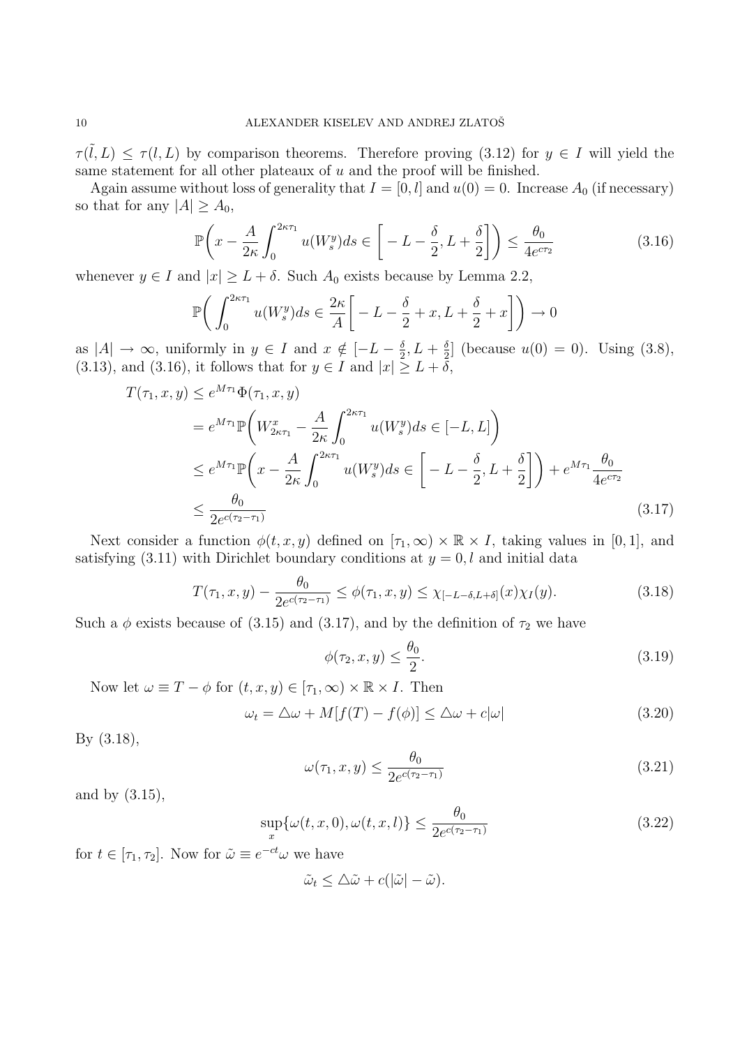$\tau(\tilde{l}, L) \leq \tau(l, L)$ by comparison theorems. Therefore proving (3.12) for $y \in I$ will yield the same statement for all other plateaux of $u$ and the proof will be finished.

Again assume without loss of generality that $I = [0, l]$ and $u(0) = 0$. Increase $A_0$ (if necessary) so that for any $|A| \geq A_0$,

$$\mathbb{P}\bigg( x - \frac{A}{2\kappa} \int_0^{2\kappa\tau_1} u(W_s^y) ds \in \bigg[ -L - \frac{\delta}{2}, L + \frac{\delta}{2} \bigg] \bigg) \leq \frac{\theta_0}{4e^{c\tau_2}} \tag{3.16}$$

whenever $y \in I$ and $|x| \geq L + \delta$. Such $A_0$ exists because by Lemma 2.2,

$$\mathbb{P}\bigg( \int_0^{2\kappa\tau_1} u(W_s^y) ds \in \frac{2\kappa}{A} \bigg[ -L - \frac{\delta}{2} + x, L + \frac{\delta}{2} + x \bigg] \bigg) \to 0$$

as $|A| \to \infty$, uniformly in $y \in I$ and $x \notin [-L - \frac{\delta}{2}, L + \frac{\delta}{2}]$ (because $u(0) = 0$). Using (3.8), (3.13), and (3.16), it follows that for $y \in I$ and $|x| \geq L + \delta$,

$$\begin{aligned}
T(\tau_1, x, y) &\leq e^{M\tau_1} \Phi(\tau_1, x, y) \\
&= e^{M\tau_1} \mathbb{P}\bigg( W_{2\kappa\tau_1}^x - \frac{A}{2\kappa} \int_0^{2\kappa\tau_1} u(W_s^y) ds \in [-L, L] \bigg) \\
&\leq e^{M\tau_1} \mathbb{P}\bigg( x - \frac{A}{2\kappa} \int_0^{2\kappa\tau_1} u(W_s^y) ds \in \bigg[ -L - \frac{\delta}{2}, L + \frac{\delta}{2} \bigg] \bigg) + e^{M\tau_1} \frac{\theta_0}{4e^{c\tau_2}} \\
&\leq \frac{\theta_0}{2e^{c(\tau_2 - \tau_1)}}
\end{aligned} \tag{3.17}$$

Next consider a function $\phi(t, x, y)$ defined on $[\tau_1, \infty) \times \mathbb{R} \times I$, taking values in $[0, 1]$, and satisfying (3.11) with Dirichlet boundary conditions at $y = 0, l$ and initial data

$$T(\tau_1, x, y) - \frac{\theta_0}{2e^{c(\tau_2 - \tau_1)}} \leq \phi(\tau_1, x, y) \leq \chi_{[-L-\delta, L+\delta]}(x) \chi_I(y). \tag{3.18}$$

Such a $\phi$ exists because of (3.15) and (3.17), and by the definition of $\tau_2$ we have

$$\phi(\tau_2, x, y) \leq \frac{\theta_0}{2}. \tag{3.19}$$

Now let $\omega \equiv T - \phi$ for $(t, x, y) \in [\tau_1, \infty) \times \mathbb{R} \times I$. Then

$$\omega_t = \triangle \omega + M[f(T) - f(\phi)] \leq \triangle \omega + c|\omega| \tag{3.20}$$

By (3.18),

$$\omega(\tau_1, x, y) \leq \frac{\theta_0}{2e^{c(\tau_2 - \tau_1)}} \tag{3.21}$$

and by (3.15),

$$\sup_x \{ \omega(t, x, 0), \omega(t, x, l) \} \leq \frac{\theta_0}{2e^{c(\tau_2 - \tau_1)}} \tag{3.22}$$

for $t \in [\tau_1, \tau_2]$. Now for $\tilde{\omega} \equiv e^{-ct} \omega$ we have

$$\tilde{\omega}_t \leq \triangle \tilde{\omega} + c(|\tilde{\omega}| - \tilde{\omega}).$$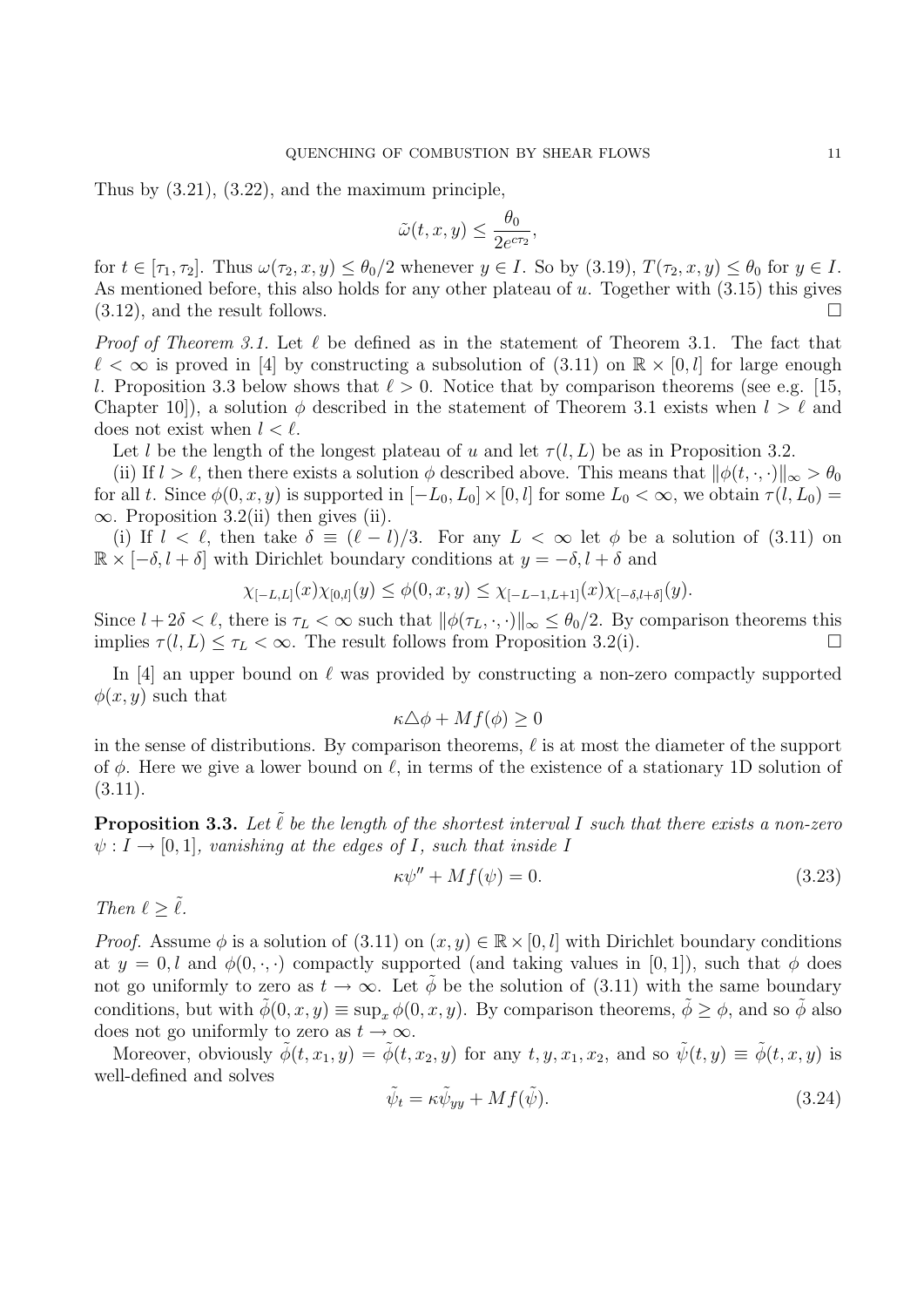Thus by (3.21), (3.22), and the maximum principle,

$$\tilde{\omega}(t,x,y) \leq \frac{\theta_0}{2e^{c\tau_2}},$$

for $t \in [\tau_1, \tau_2]$. Thus $\omega(\tau_2, x, y) \leq \theta_0/2$ whenever $y \in I$. So by (3.19), $T(\tau_2, x, y) \leq \theta_0$ for $y \in I$. As mentioned before, this also holds for any other plateau of $u$. Together with (3.15) this gives (3.12), and the result follows. $\square$

*Proof of Theorem 3.1.* Let $\ell$ be defined as in the statement of Theorem 3.1. The fact that $\ell < \infty$ is proved in [4] by constructing a subsolution of (3.11) on $\mathbb{R} \times [0, l]$ for large enough $l$. Proposition 3.3 below shows that $\ell > 0$. Notice that by comparison theorems (see e.g. [15, Chapter 10]), a solution $\phi$ described in the statement of Theorem 3.1 exists when $l > \ell$ and does not exist when $l < \ell$.

Let $l$ be the length of the longest plateau of $u$ and let $\tau(l, L)$ be as in Proposition 3.2.

(ii) If $l > \ell$, then there exists a solution $\phi$ described above. This means that $\|\phi(t,\cdot,\cdot)\|_\infty > \theta_0$ for all $t$. Since $\phi(0,x,y)$ is supported in $[-L_0, L_0] \times [0, l]$ for some $L_0 < \infty$, we obtain $\tau(l, L_0) = \infty$. Proposition 3.2(ii) then gives (ii).

(i) If $l < \ell$, then take $\delta \equiv (\ell - l)/3$. For any $L < \infty$ let $\phi$ be a solution of (3.11) on $\mathbb{R} \times [-\delta, l + \delta]$ with Dirichlet boundary conditions at $y = -\delta, l + \delta$ and

$$\chi_{[-L,L]}(x)\chi_{[0,l]}(y) \leq \phi(0,x,y) \leq \chi_{[-L-1,L+1]}(x)\chi_{[-\delta,l+\delta]}(y).$$

Since $l + 2\delta < \ell$, there is $\tau_L < \infty$ such that $\|\phi(\tau_L, \cdot,\cdot)\|_\infty \leq \theta_0/2$. By comparison theorems this implies $\tau(l, L) \leq \tau_L < \infty$. The result follows from Proposition 3.2(i). $\square$

In [4] an upper bound on $\ell$ was provided by constructing a non-zero compactly supported $\phi(x, y)$ such that

$$\kappa \triangle \phi + M f(\phi) \geq 0$$

in the sense of distributions. By comparison theorems, $\ell$ is at most the diameter of the support of $\phi$. Here we give a lower bound on $\ell$, in terms of the existence of a stationary 1D solution of (3.11).

**Proposition 3.3.** *Let $\tilde{\ell}$ be the length of the shortest interval $I$ such that there exists a non-zero $\psi : I \to [0, 1]$, vanishing at the edges of $I$, such that inside $I$*

$$\kappa \psi'' + M f(\psi) = 0. \tag{3.23}$$

*Then $\ell \geq \tilde{\ell}$.*

*Proof.* Assume $\phi$ is a solution of (3.11) on $(x, y) \in \mathbb{R} \times [0, l]$ with Dirichlet boundary conditions at $y = 0, l$ and $\phi(0,\cdot,\cdot)$ compactly supported (and taking values in $[0, 1]$), such that $\phi$ does not go uniformly to zero as $t \to \infty$. Let $\tilde{\phi}$ be the solution of (3.11) with the same boundary conditions, but with $\tilde{\phi}(0, x, y) \equiv \sup_x \phi(0, x, y)$. By comparison theorems, $\tilde{\phi} \geq \phi$, and so $\tilde{\phi}$ also does not go uniformly to zero as $t \to \infty$.

Moreover, obviously $\tilde{\phi}(t, x_1, y) = \tilde{\phi}(t, x_2, y)$ for any $t, y, x_1, x_2$, and so $\tilde{\psi}(t, y) \equiv \tilde{\phi}(t, x, y)$ is well-defined and solves

$$\tilde{\psi}_t = \kappa \tilde{\psi}_{yy} + M f(\tilde{\psi}). \tag{3.24}$$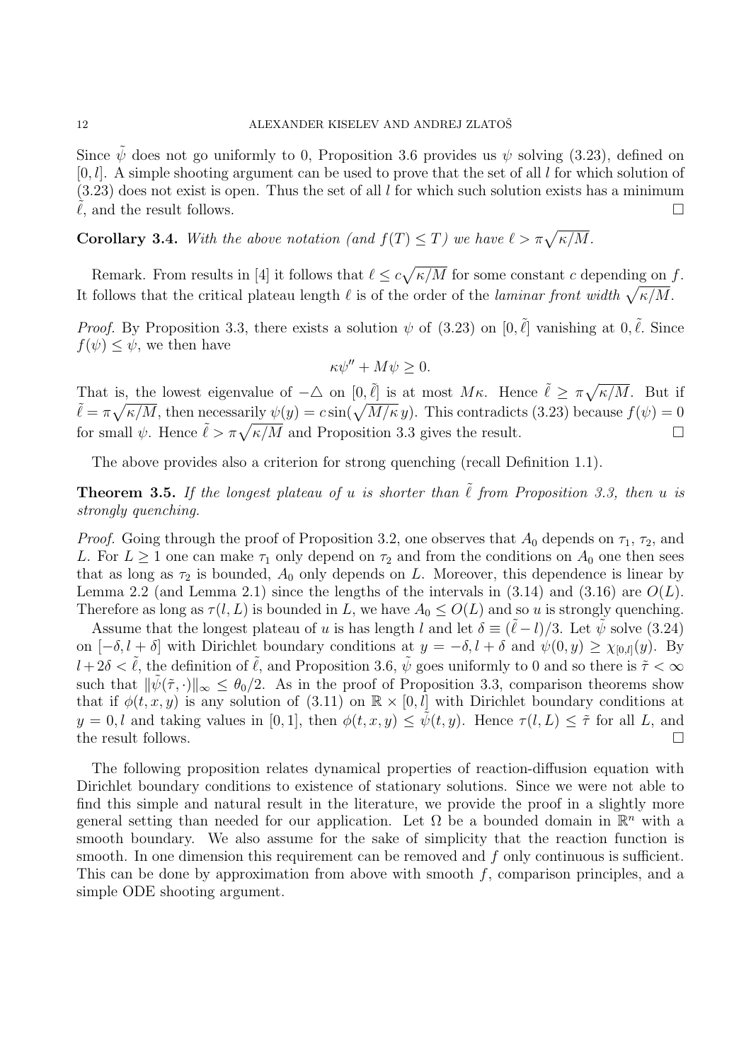Since $\tilde{\psi}$ does not go uniformly to 0, Proposition 3.6 provides us $\psi$ solving (3.23), defined on $[0, l]$. A simple shooting argument can be used to prove that the set of all $l$ for which solution of (3.23) does not exist is open. Thus the set of all $l$ for which such solution exists has a minimum $\tilde{\ell}$, and the result follows. $\square$

**Corollary 3.4.** *With the above notation (and $f(T) \leq T$) we have $\ell > \pi\sqrt{\kappa/M}$.*

Remark. From results in [4] it follows that $\ell \leq c\sqrt{\kappa/M}$ for some constant $c$ depending on $f$. It follows that the critical plateau length $\ell$ is of the order of the *laminar front width* $\sqrt{\kappa/M}$.

*Proof.* By Proposition 3.3, there exists a solution $\psi$ of (3.23) on $[0, \tilde{\ell}]$ vanishing at $0, \tilde{\ell}$. Since $f(\psi) \leq \psi$, we then have

$$\kappa\psi'' + M\psi \geq 0.$$

That is, the lowest eigenvalue of $-\triangle$ on $[0, \tilde{\ell}]$ is at most $M\kappa$. Hence $\tilde{\ell} \geq \pi\sqrt{\kappa/M}$. But if $\tilde{\ell} = \pi\sqrt{\kappa/M}$, then necessarily $\psi(y) = c\sin(\sqrt{M/\kappa}\, y)$. This contradicts (3.23) because $f(\psi) = 0$ for small $\psi$. Hence $\tilde{\ell} > \pi\sqrt{\kappa/M}$ and Proposition 3.3 gives the result. $\square$

The above provides also a criterion for strong quenching (recall Definition 1.1).

**Theorem 3.5.** *If the longest plateau of $u$ is shorter than $\tilde{\ell}$ from Proposition 3.3, then $u$ is strongly quenching.*

*Proof.* Going through the proof of Proposition 3.2, one observes that $A_0$ depends on $\tau_1$, $\tau_2$, and $L$. For $L \geq 1$ one can make $\tau_1$ only depend on $\tau_2$ and from the conditions on $A_0$ one then sees that as long as $\tau_2$ is bounded, $A_0$ only depends on $L$. Moreover, this dependence is linear by Lemma 2.2 (and Lemma 2.1) since the lengths of the intervals in (3.14) and (3.16) are $O(L)$. Therefore as long as $\tau(l, L)$ is bounded in $L$, we have $A_0 \leq O(L)$ and so $u$ is strongly quenching.

Assume that the longest plateau of $u$ is has length $l$ and let $\delta \equiv (\tilde{\ell} - l)/3$. Let $\tilde{\psi}$ solve (3.24) on $[-\delta, l + \delta]$ with Dirichlet boundary conditions at $y = -\delta, l + \delta$ and $\psi(0, y) \geq \chi_{[0,l]}(y)$. By $l + 2\delta < \tilde{\ell}$, the definition of $\tilde{\ell}$, and Proposition 3.6, $\tilde{\psi}$ goes uniformly to 0 and so there is $\tilde{\tau} < \infty$ such that $\|\tilde{\psi}(\tilde{\tau}, \cdot)\|_\infty \leq \theta_0/2$. As in the proof of Proposition 3.3, comparison theorems show that if $\phi(t, x, y)$ is any solution of (3.11) on $\mathbb{R} \times [0, l]$ with Dirichlet boundary conditions at $y = 0, l$ and taking values in $[0, 1]$, then $\phi(t, x, y) \leq \tilde{\psi}(t, y)$. Hence $\tau(l, L) \leq \tilde{\tau}$ for all $L$, and the result follows. $\square$

The following proposition relates dynamical properties of reaction-diffusion equation with Dirichlet boundary conditions to existence of stationary solutions. Since we were not able to find this simple and natural result in the literature, we provide the proof in a slightly more general setting than needed for our application. Let $\Omega$ be a bounded domain in $\mathbb{R}^n$ with a smooth boundary. We also assume for the sake of simplicity that the reaction function is smooth. In one dimension this requirement can be removed and $f$ only continuous is sufficient. This can be done by approximation from above with smooth $f$, comparison principles, and a simple ODE shooting argument.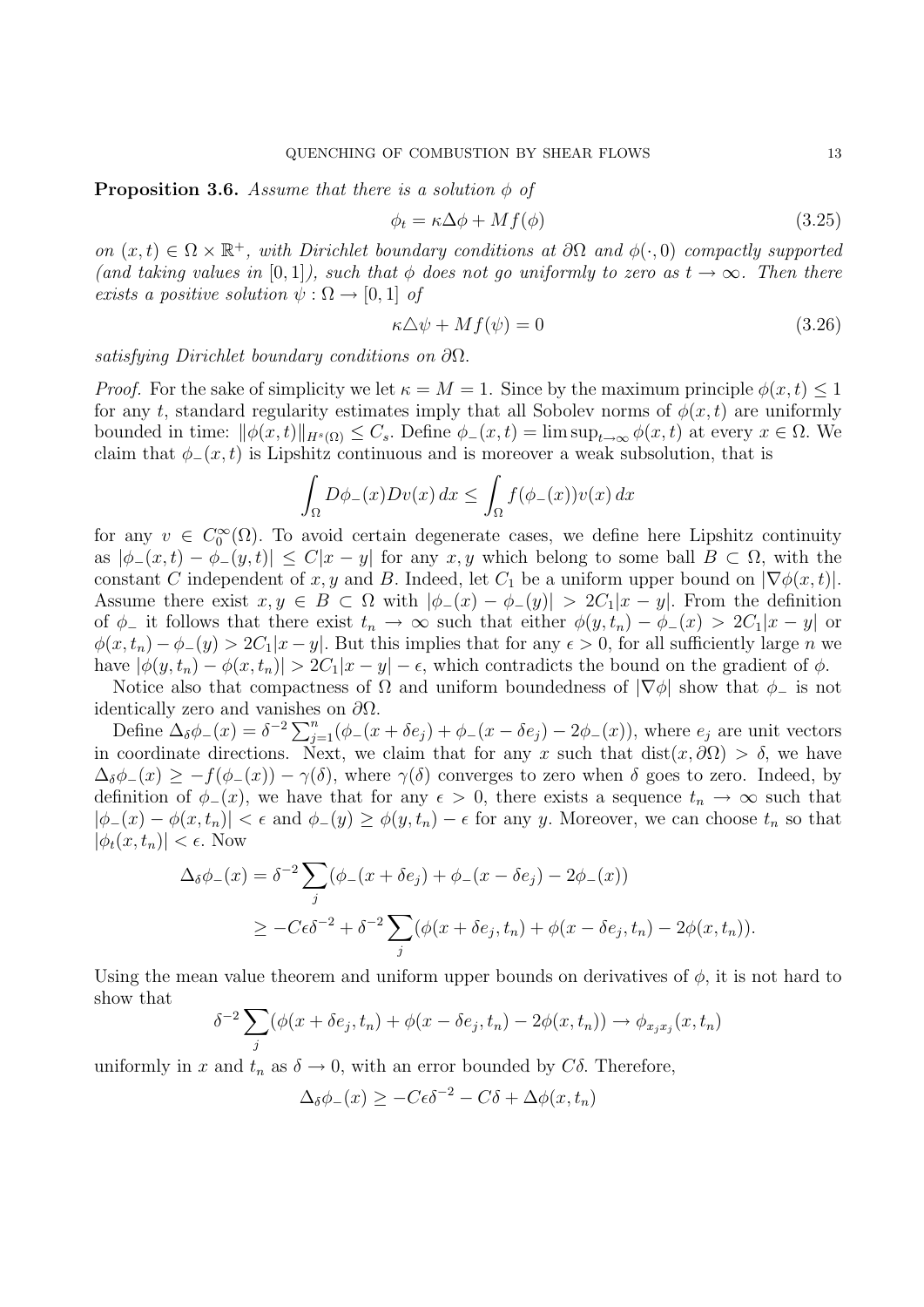**Proposition 3.6.** *Assume that there is a solution $\phi$ of*

$$\phi_t = \kappa \Delta \phi + M f(\phi) \tag{3.25}$$

*on $(x,t) \in \Omega \times \mathbb{R}^+$, with Dirichlet boundary conditions at $\partial\Omega$ and $\phi(\cdot, 0)$ compactly supported (and taking values in $[0,1]$), such that $\phi$ does not go uniformly to zero as $t \to \infty$. Then there exists a positive solution $\psi : \Omega \to [0,1]$ of*

$$\kappa \triangle \psi + M f(\psi) = 0 \tag{3.26}$$

*satisfying Dirichlet boundary conditions on $\partial\Omega$.*

*Proof.* For the sake of simplicity we let $\kappa = M = 1$. Since by the maximum principle $\phi(x,t) \le 1$ for any $t$, standard regularity estimates imply that all Sobolev norms of $\phi(x,t)$ are uniformly bounded in time: $\|\phi(x,t)\|_{H^s(\Omega)} \le C_s$. Define $\phi_-(x,t) = \limsup_{t\to\infty} \phi(x,t)$ at every $x \in \Omega$. We claim that $\phi_-(x,t)$ is Lipshitz continuous and is moreover a weak subsolution, that is

$$\int_\Omega D\phi_-(x) Dv(x)\, dx \le \int_\Omega f(\phi_-(x)) v(x)\, dx$$

for any $v \in C_0^\infty(\Omega)$. To avoid certain degenerate cases, we define here Lipshitz continuity as $|\phi_-(x,t) - \phi_-(y,t)| \le C|x-y|$ for any $x, y$ which belong to some ball $B \subset \Omega$, with the constant $C$ independent of $x, y$ and $B$. Indeed, let $C_1$ be a uniform upper bound on $|\nabla\phi(x,t)|$. Assume there exist $x, y \in B \subset \Omega$ with $|\phi_-(x) - \phi_-(y)| > 2C_1|x-y|$. From the definition of $\phi_-$ it follows that there exist $t_n \to \infty$ such that either $\phi(y,t_n) - \phi_-(x) > 2C_1|x-y|$ or $\phi(x,t_n) - \phi_-(y) > 2C_1|x-y|$. But this implies that for any $\epsilon > 0$, for all sufficiently large $n$ we have $|\phi(y,t_n) - \phi(x,t_n)| > 2C_1|x-y| - \epsilon$, which contradicts the bound on the gradient of $\phi$.

Notice also that compactness of $\Omega$ and uniform boundedness of $|\nabla\phi|$ show that $\phi_-$ is not identically zero and vanishes on $\partial\Omega$.

Define $\Delta_\delta \phi_-(x) = \delta^{-2}\sum_{j=1}^n (\phi_-(x+\delta e_j) + \phi_-(x-\delta e_j) - 2\phi_-(x))$, where $e_j$ are unit vectors in coordinate directions. Next, we claim that for any $x$ such that $\mathrm{dist}(x, \partial\Omega) > \delta$, we have $\Delta_\delta\phi_-(x) \ge -f(\phi_-(x)) - \gamma(\delta)$, where $\gamma(\delta)$ converges to zero when $\delta$ goes to zero. Indeed, by definition of $\phi_-(x)$, we have that for any $\epsilon > 0$, there exists a sequence $t_n \to \infty$ such that $|\phi_-(x) - \phi(x,t_n)| < \epsilon$ and $\phi_-(y) \ge \phi(y,t_n) - \epsilon$ for any $y$. Moreover, we can choose $t_n$ so that $|\phi_t(x,t_n)| < \epsilon$. Now

$$\begin{aligned}
\Delta_\delta\phi_-(x) &= \delta^{-2}\sum_j (\phi_-(x+\delta e_j) + \phi_-(x-\delta e_j) - 2\phi_-(x)) \\
&\ge -C\epsilon\delta^{-2} + \delta^{-2}\sum_j (\phi(x+\delta e_j, t_n) + \phi(x-\delta e_j, t_n) - 2\phi(x,t_n)).
\end{aligned}$$

Using the mean value theorem and uniform upper bounds on derivatives of $\phi$, it is not hard to show that

$$\delta^{-2}\sum_j (\phi(x+\delta e_j, t_n) + \phi(x-\delta e_j, t_n) - 2\phi(x,t_n)) \to \phi_{x_j x_j}(x,t_n)$$

uniformly in $x$ and $t_n$ as $\delta \to 0$, with an error bounded by $C\delta$. Therefore,

$$\Delta_\delta\phi_-(x) \ge -C\epsilon\delta^{-2} - C\delta + \Delta\phi(x,t_n)$$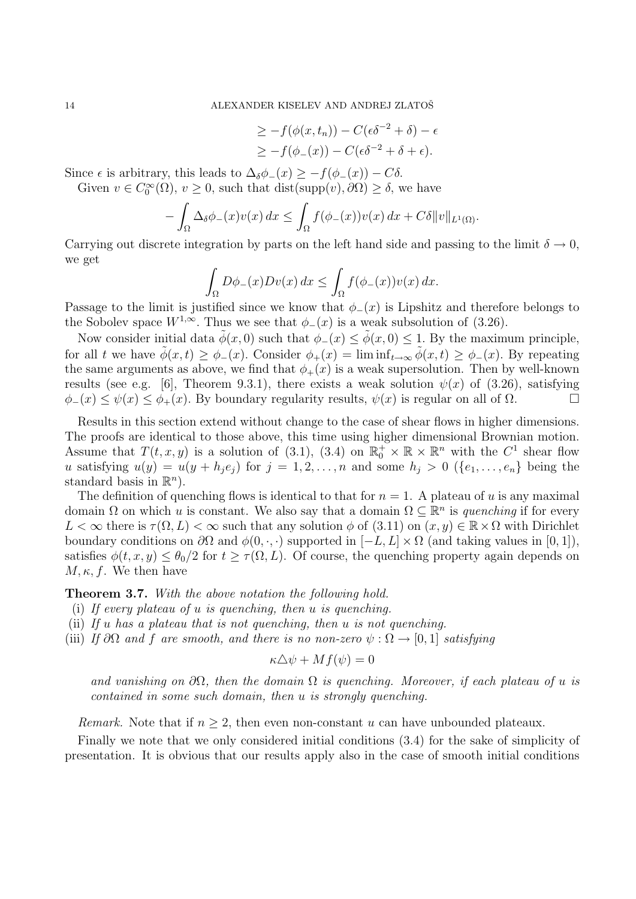$$
\begin{aligned}
&\geq -f(\phi(x,t_n)) - C(\epsilon\delta^{-2}+\delta) - \epsilon \\
&\geq -f(\phi_-(x)) - C(\epsilon\delta^{-2}+\delta+\epsilon).
\end{aligned}
$$

Since $\epsilon$ is arbitrary, this leads to $\Delta_\delta \phi_-(x) \geq -f(\phi_-(x)) - C\delta$.

Given $v \in C_0^\infty(\Omega)$, $v \geq 0$, such that $\text{dist}(\text{supp}(v), \partial\Omega) \geq \delta$, we have

$$
-\int_\Omega \Delta_\delta \phi_-(x) v(x)\, dx \leq \int_\Omega f(\phi_-(x)) v(x)\, dx + C\delta \|v\|_{L^1(\Omega)}.
$$

Carrying out discrete integration by parts on the left hand side and passing to the limit $\delta \to 0$, we get

$$
\int_\Omega D\phi_-(x) Dv(x)\, dx \leq \int_\Omega f(\phi_-(x)) v(x)\, dx.
$$

Passage to the limit is justified since we know that $\phi_-(x)$ is Lipshitz and therefore belongs to the Sobolev space $W^{1,\infty}$. Thus we see that $\phi_-(x)$ is a weak subsolution of (3.26).

Now consider initial data $\tilde{\phi}(x,0)$ such that $\phi_-(x) \leq \tilde{\phi}(x,0) \leq 1$. By the maximum principle, for all $t$ we have $\tilde{\phi}(x,t) \geq \phi_-(x)$. Consider $\phi_+(x) = \liminf_{t\to\infty} \tilde{\phi}(x,t) \geq \phi_-(x)$. By repeating the same arguments as above, we find that $\phi_+(x)$ is a weak supersolution. Then by well-known results (see e.g. [6], Theorem 9.3.1), there exists a weak solution $\psi(x)$ of (3.26), satisfying $\phi_-(x) \leq \psi(x) \leq \phi_+(x)$. By boundary regularity results, $\psi(x)$ is regular on all of $\Omega$. □

Results in this section extend without change to the case of shear flows in higher dimensions. The proofs are identical to those above, this time using higher dimensional Brownian motion. Assume that $T(t,x,y)$ is a solution of (3.1), (3.4) on $\mathbb{R}_0^+ \times \mathbb{R} \times \mathbb{R}^n$ with the $C^1$ shear flow $u$ satisfying $u(y) = u(y + h_j e_j)$ for $j = 1, 2, \dots, n$ and some $h_j > 0$ ($\{e_1, \dots, e_n\}$ being the standard basis in $\mathbb{R}^n$).

The definition of quenching flows is identical to that for $n = 1$. A plateau of $u$ is any maximal domain $\Omega$ on which $u$ is constant. We also say that a domain $\Omega \subseteq \mathbb{R}^n$ is *quenching* if for every $L < \infty$ there is $\tau(\Omega, L) < \infty$ such that any solution $\phi$ of (3.11) on $(x,y) \in \mathbb{R} \times \Omega$ with Dirichlet boundary conditions on $\partial\Omega$ and $\phi(0,\cdot,\cdot)$ supported in $[-L, L] \times \Omega$ (and taking values in $[0,1]$), satisfies $\phi(t,x,y) \leq \theta_0/2$ for $t \geq \tau(\Omega, L)$. Of course, the quenching property again depends on $M, \kappa, f$. We then have

**Theorem 3.7.** *With the above notation the following hold.*

(i) *If every plateau of $u$ is quenching, then $u$ is quenching.*

(ii) *If $u$ has a plateau that is not quenching, then $u$ is not quenching.*

(iii) *If $\partial\Omega$ and $f$ are smooth, and there is no non-zero $\psi : \Omega \to [0,1]$ satisfying*

$$
\kappa \triangle \psi + M f(\psi) = 0
$$

*and vanishing on $\partial\Omega$, then the domain $\Omega$ is quenching. Moreover, if each plateau of $u$ is contained in some such domain, then $u$ is strongly quenching.*

*Remark.* Note that if $n \geq 2$, then even non-constant $u$ can have unbounded plateaux.

Finally we note that we only considered initial conditions (3.4) for the sake of simplicity of presentation. It is obvious that our results apply also in the case of smooth initial conditions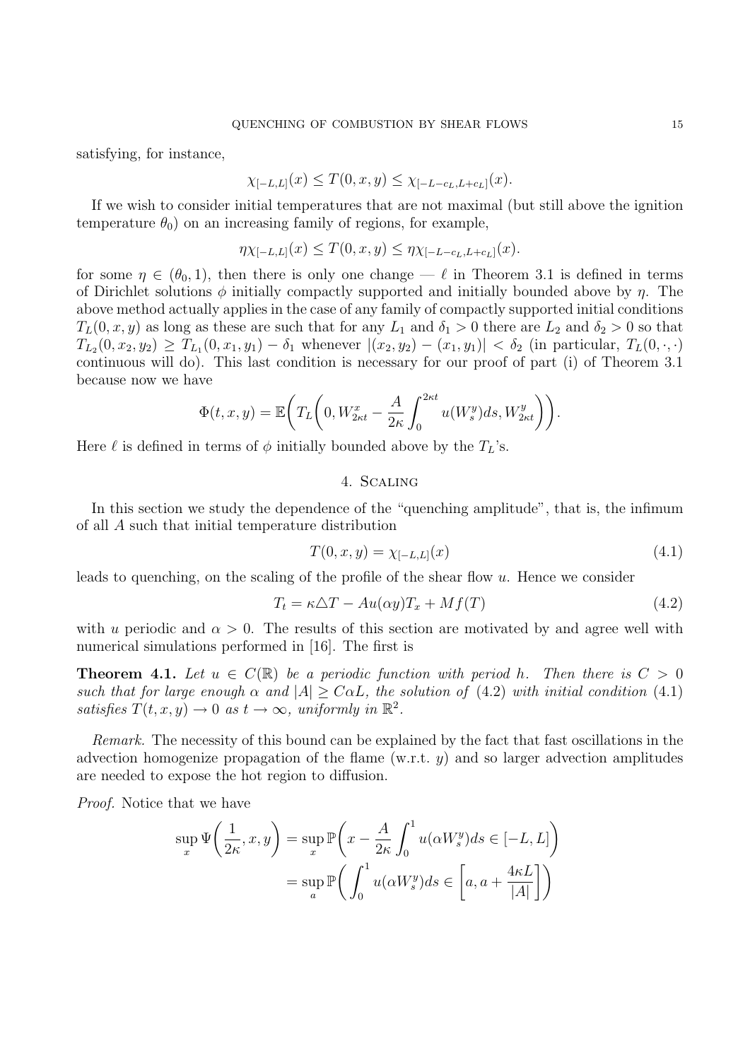satisfying, for instance,

$$\chi_{[-L,L]}(x) \le T(0,x,y) \le \chi_{[-L-c_L, L+c_L]}(x).$$

If we wish to consider initial temperatures that are not maximal (but still above the ignition temperature $\theta_0$) on an increasing family of regions, for example,

$$\eta\chi_{[-L,L]}(x) \le T(0,x,y) \le \eta\chi_{[-L-c_L, L+c_L]}(x).$$

for some $\eta \in (\theta_0, 1)$, then there is only one change — $\ell$ in Theorem 3.1 is defined in terms of Dirichlet solutions $\phi$ initially compactly supported and initially bounded above by $\eta$. The above method actually applies in the case of any family of compactly supported initial conditions $T_L(0,x,y)$ as long as these are such that for any $L_1$ and $\delta_1 > 0$ there are $L_2$ and $\delta_2 > 0$ so that $T_{L_2}(0,x_2,y_2) \ge T_{L_1}(0,x_1,y_1) - \delta_1$ whenever $|(x_2,y_2) - (x_1,y_1)| < \delta_2$ (in particular, $T_L(0,\cdot,\cdot)$ continuous will do). This last condition is necessary for our proof of part (i) of Theorem 3.1 because now we have

$$\Phi(t,x,y) = \mathbb{E}\bigg( T_L\bigg(0, W^x_{2\kappa t} - \frac{A}{2\kappa}\int_0^{2\kappa t} u(W^y_s)ds, W^y_{2\kappa t}\bigg)\bigg).$$

Here $\ell$ is defined in terms of $\phi$ initially bounded above by the $T_L$'s.

## 4. Scaling

In this section we study the dependence of the "quenching amplitude", that is, the infimum of all $A$ such that initial temperature distribution

$$T(0,x,y) = \chi_{[-L,L]}(x) \tag{4.1}$$

leads to quenching, on the scaling of the profile of the shear flow $u$. Hence we consider

$$T_t = \kappa \triangle T - Au(\alpha y)T_x + Mf(T) \tag{4.2}$$

with $u$ periodic and $\alpha > 0$. The results of this section are motivated by and agree well with numerical simulations performed in [16]. The first is

**Theorem 4.1.** *Let $u \in C(\mathbb{R})$ be a periodic function with period $h$. Then there is $C > 0$ such that for large enough $\alpha$ and $|A| \ge C\alpha L$, the solution of (4.2) with initial condition (4.1) satisfies $T(t,x,y) \to 0$ as $t \to \infty$, uniformly in $\mathbb{R}^2$.*

*Remark.* The necessity of this bound can be explained by the fact that fast oscillations in the advection homogenize propagation of the flame (w.r.t. $y$) and so larger advection amplitudes are needed to expose the hot region to diffusion.

*Proof.* Notice that we have

$$\begin{aligned}
\sup_x \Psi\bigg(\frac{1}{2\kappa}, x, y\bigg) &= \sup_x \mathbb{P}\bigg( x - \frac{A}{2\kappa}\int_0^1 u(\alpha W^y_s)ds \in [-L, L]\bigg) \\
&= \sup_a \mathbb{P}\bigg( \int_0^1 u(\alpha W^y_s)ds \in \bigg[a, a + \frac{4\kappa L}{|A|}\bigg]\bigg)
\end{aligned}$$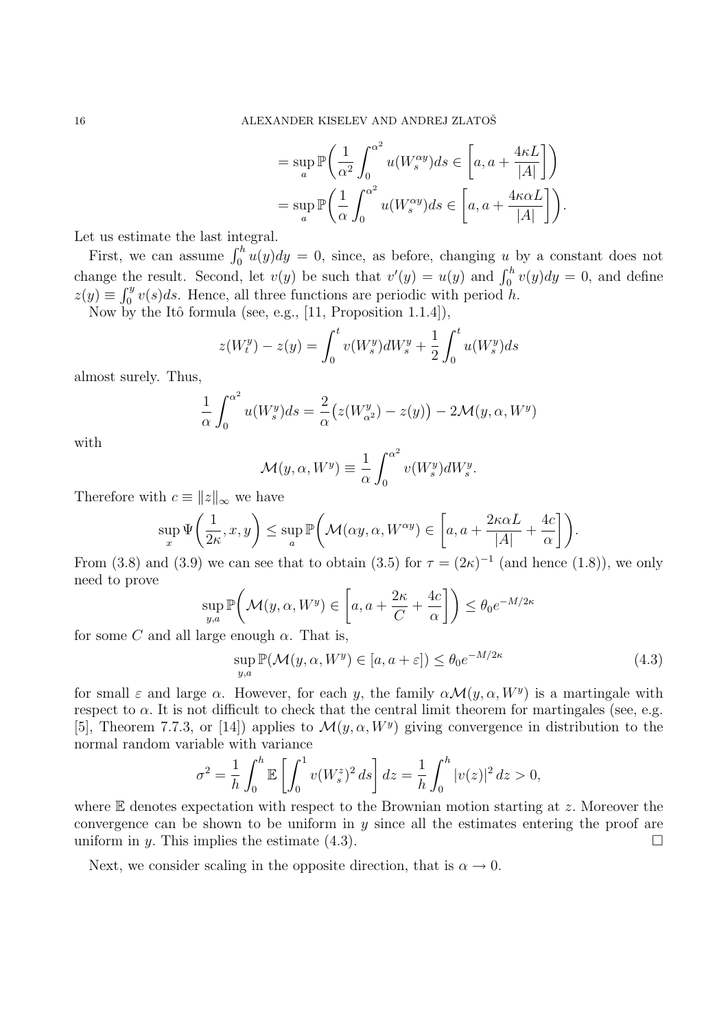$$= \sup_a \mathbb{P}\bigg( \frac{1}{\alpha^2} \int_0^{\alpha^2} u(W_s^{\alpha y}) ds \in \bigg[ a, a + \frac{4\kappa L}{|A|} \bigg] \bigg)$$
$$= \sup_a \mathbb{P}\bigg( \frac{1}{\alpha} \int_0^{\alpha^2} u(W_s^{\alpha y}) ds \in \bigg[ a, a + \frac{4\kappa \alpha L}{|A|} \bigg] \bigg).$$

Let us estimate the last integral.

First, we can assume $\int_0^h u(y)dy = 0$, since, as before, changing $u$ by a constant does not change the result. Second, let $v(y)$ be such that $v'(y) = u(y)$ and $\int_0^h v(y)dy = 0$, and define $z(y) \equiv \int_0^y v(s)ds$. Hence, all three functions are periodic with period $h$.

Now by the Itô formula (see, e.g., [11, Proposition 1.1.4]),

$$z(W_t^y) - z(y) = \int_0^t v(W_s^y) dW_s^y + \frac{1}{2} \int_0^t u(W_s^y) ds$$

almost surely. Thus,

$$\frac{1}{\alpha} \int_0^{\alpha^2} u(W_s^y) ds = \frac{2}{\alpha} \big( z(W_{\alpha^2}^y) - z(y) \big) - 2\mathcal{M}(y, \alpha, W^y)$$

with

$$\mathcal{M}(y, \alpha, W^y) \equiv \frac{1}{\alpha} \int_0^{\alpha^2} v(W_s^y) dW_s^y.$$

Therefore with $c \equiv \|z\|_\infty$ we have

$$\sup_x \Psi\bigg( \frac{1}{2\kappa}, x, y \bigg) \leq \sup_a \mathbb{P}\bigg( \mathcal{M}(\alpha y, \alpha, W^{\alpha y}) \in \bigg[ a, a + \frac{2\kappa \alpha L}{|A|} + \frac{4c}{\alpha} \bigg] \bigg).$$

From (3.8) and (3.9) we can see that to obtain (3.5) for $\tau = (2\kappa)^{-1}$ (and hence (1.8)), we only need to prove

$$\sup_{y,a} \mathbb{P}\bigg( \mathcal{M}(y, \alpha, W^y) \in \bigg[ a, a + \frac{2\kappa}{C} + \frac{4c}{\alpha} \bigg] \bigg) \leq \theta_0 e^{-M/2\kappa}$$

for some $C$ and all large enough $\alpha$. That is,

$$\sup_{y,a} \mathbb{P}(\mathcal{M}(y, \alpha, W^y) \in [a, a+\varepsilon]) \leq \theta_0 e^{-M/2\kappa} \tag{4.3}$$

for small $\varepsilon$ and large $\alpha$. However, for each $y$, the family $\alpha \mathcal{M}(y, \alpha, W^y)$ is a martingale with respect to $\alpha$. It is not difficult to check that the central limit theorem for martingales (see, e.g. [5], Theorem 7.7.3, or [14]) applies to $\mathcal{M}(y, \alpha, W^y)$ giving convergence in distribution to the normal random variable with variance

$$\sigma^2 = \frac{1}{h} \int_0^h \mathbb{E}\left[ \int_0^1 v(W_s^z)^2 \, ds \right] dz = \frac{1}{h} \int_0^h |v(z)|^2 \, dz > 0,$$

where $\mathbb{E}$ denotes expectation with respect to the Brownian motion starting at $z$. Moreover the convergence can be shown to be uniform in $y$ since all the estimates entering the proof are uniform in $y$. This implies the estimate (4.3). □

Next, we consider scaling in the opposite direction, that is $\alpha \to 0$.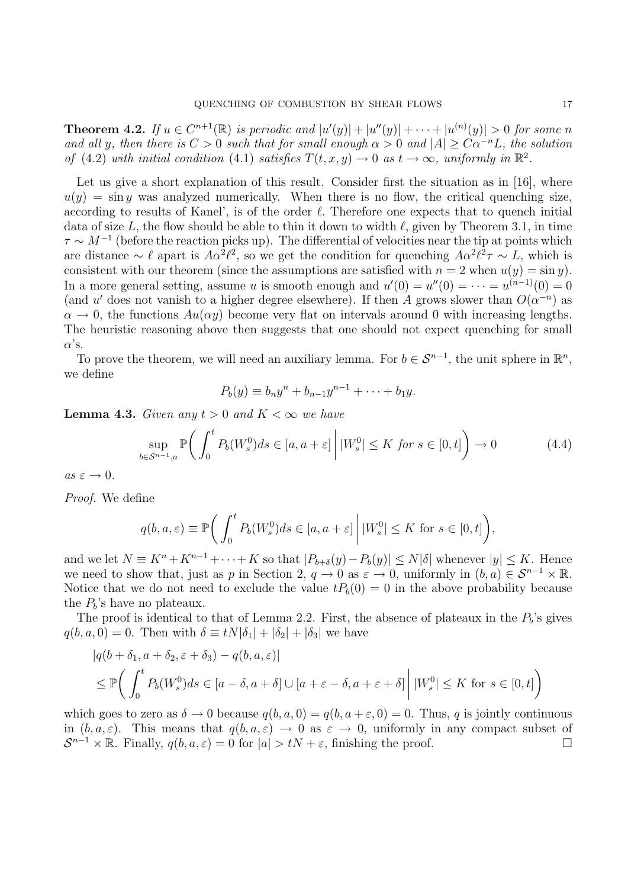**Theorem 4.2.** *If $u \in C^{n+1}(\mathbb{R})$ is periodic and $|u'(y)| + |u''(y)| + \cdots + |u^{(n)}(y)| > 0$ for some $n$ and all $y$, then there is $C > 0$ such that for small enough $\alpha > 0$ and $|A| \geq C\alpha^{-n}L$, the solution of (4.2) with initial condition (4.1) satisfies $T(t, x, y) \to 0$ as $t \to \infty$, uniformly in $\mathbb{R}^2$.*

Let us give a short explanation of this result. Consider first the situation as in [16], where $u(y) = \sin y$ was analyzed numerically. When there is no flow, the critical quenching size, according to results of Kanel', is of the order $\ell$. Therefore one expects that to quench initial data of size $L$, the flow should be able to thin it down to width $\ell$, given by Theorem 3.1, in time $\tau \sim M^{-1}$ (before the reaction picks up). The differential of velocities near the tip at points which are distance $\sim \ell$ apart is $A\alpha^2\ell^2$, so we get the condition for quenching $A\alpha^2\ell^2\tau \sim L$, which is consistent with our theorem (since the assumptions are satisfied with $n = 2$ when $u(y) = \sin y$). In a more general setting, assume $u$ is smooth enough and $u'(0) = u''(0) = \cdots = u^{(n-1)}(0) = 0$ (and $u'$ does not vanish to a higher degree elsewhere). If then $A$ grows slower than $O(\alpha^{-n})$ as $\alpha \to 0$, the functions $Au(\alpha y)$ become very flat on intervals around 0 with increasing lengths. The heuristic reasoning above then suggests that one should not expect quenching for small $\alpha$'s.

To prove the theorem, we will need an auxiliary lemma. For $b \in \mathcal{S}^{n-1}$, the unit sphere in $\mathbb{R}^n$, we define

$$P_b(y) \equiv b_n y^n + b_{n-1}y^{n-1} + \cdots + b_1 y.$$

**Lemma 4.3.** *Given any $t > 0$ and $K < \infty$ we have*

$$\sup_{b \in \mathcal{S}^{n-1}, a} \mathbb{P}\bigg( \int_0^t P_b(W_s^0)ds \in [a, a+\varepsilon] \,\bigg|\, |W_s^0| \leq K \text{ for } s \in [0,t] \bigg) \to 0 \tag{4.4}$$

*as $\varepsilon \to 0$.*

*Proof.* We define

$$q(b, a, \varepsilon) \equiv \mathbb{P}\bigg( \int_0^t P_b(W_s^0)ds \in [a, a+\varepsilon] \,\bigg|\, |W_s^0| \leq K \text{ for } s \in [0,t] \bigg),$$

and we let $N \equiv K^n + K^{n-1} + \cdots + K$ so that $|P_{b+\delta}(y) - P_b(y)| \leq N|\delta|$ whenever $|y| \leq K$. Hence we need to show that, just as $p$ in Section 2, $q \to 0$ as $\varepsilon \to 0$, uniformly in $(b, a) \in \mathcal{S}^{n-1} \times \mathbb{R}$. Notice that we do not need to exclude the value $tP_b(0) = 0$ in the above probability because the $P_b$'s have no plateaux.

The proof is identical to that of Lemma 2.2. First, the absence of plateaux in the $P_b$'s gives $q(b, a, 0) = 0$. Then with $\delta \equiv tN|\delta_1| + |\delta_2| + |\delta_3|$ we have

$$\begin{aligned}
&|q(b + \delta_1, a + \delta_2, \varepsilon + \delta_3) - q(b, a, \varepsilon)| \\
&\leq \mathbb{P}\bigg( \int_0^t P_b(W_s^0)ds \in [a - \delta, a + \delta] \cup [a + \varepsilon - \delta, a + \varepsilon + \delta] \,\bigg|\, |W_s^0| \leq K \text{ for } s \in [0,t] \bigg)
\end{aligned}$$

which goes to zero as $\delta \to 0$ because $q(b, a, 0) = q(b, a + \varepsilon, 0) = 0$. Thus, $q$ is jointly continuous in $(b, a, \varepsilon)$. This means that $q(b, a, \varepsilon) \to 0$ as $\varepsilon \to 0$, uniformly in any compact subset of $\mathcal{S}^{n-1} \times \mathbb{R}$. Finally, $q(b, a, \varepsilon) = 0$ for $|a| > tN + \varepsilon$, finishing the proof. $\square$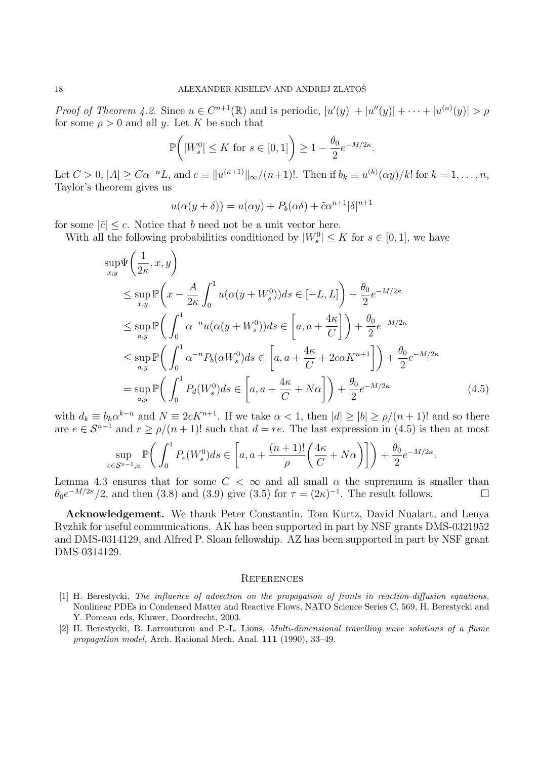*Proof of Theorem 4.2.* Since $u \in C^{n+1}(\mathbb{R})$ and is periodic, $|u'(y)| + |u''(y)| + \cdots + |u^{(n)}(y)| > \rho$ for some $\rho > 0$ and all $y$. Let $K$ be such that

$$\mathbb{P}\bigg( |W_s^0| \le K \text{ for } s \in [0,1] \bigg) \ge 1 - \frac{\theta_0}{2} e^{-M/2\kappa}.$$

Let $C > 0$, $|A| \ge C\alpha^{-n}L$, and $c \equiv \|u^{(n+1)}\|_\infty/(n+1)!$. Then if $b_k \equiv u^{(k)}(\alpha y)/k!$ for $k = 1, \dots, n$, Taylor's theorem gives us

$$u(\alpha(y+\delta)) = u(\alpha y) + P_b(\alpha\delta) + \tilde{c}\alpha^{n+1}|\delta|^{n+1}$$

for some $|\tilde{c}| \le c$. Notice that $b$ need not be a unit vector here.

With all the following probabilities conditioned by $|W_s^0| \le K$ for $s \in [0,1]$, we have

$$\begin{aligned}
\sup_{x,y} & \Psi\bigg(\frac{1}{2\kappa}, x, y\bigg) \\
&\le \sup_{x,y} \mathbb{P}\bigg( x - \frac{A}{2\kappa}\int_0^1 u(\alpha(y + W_s^0))ds \in [-L, L] \bigg) + \frac{\theta_0}{2} e^{-M/2\kappa} \\
&\le \sup_{a,y} \mathbb{P}\bigg( \int_0^1 \alpha^{-n} u(\alpha(y + W_s^0))ds \in \bigg[a, a + \frac{4\kappa}{C}\bigg] \bigg) + \frac{\theta_0}{2} e^{-M/2\kappa} \\
&\le \sup_{a,y} \mathbb{P}\bigg( \int_0^1 \alpha^{-n} P_b(\alpha W_s^0)ds \in \bigg[a, a + \frac{4\kappa}{C} + 2c\alpha K^{n+1}\bigg] \bigg) + \frac{\theta_0}{2} e^{-M/2\kappa} \\
&= \sup_{a,y} \mathbb{P}\bigg( \int_0^1 P_d(W_s^0)ds \in \bigg[a, a + \frac{4\kappa}{C} + N\alpha\bigg] \bigg) + \frac{\theta_0}{2} e^{-M/2\kappa}
\end{aligned} \tag{4.5}$$

with $d_k \equiv b_k \alpha^{k-n}$ and $N \equiv 2cK^{n+1}$. If we take $\alpha < 1$, then $|d| \ge |b| \ge \rho/(n+1)!$ and so there are $e \in \mathcal{S}^{n-1}$ and $r \ge \rho/(n+1)!$ such that $d = re$. The last expression in (4.5) is then at most

$$\sup_{e \in \mathcal{S}^{n-1}, a} \mathbb{P}\bigg( \int_0^1 P_e(W_s^0)ds \in \bigg[a, a + \frac{(n+1)!}{\rho}\bigg(\frac{4\kappa}{C} + N\alpha\bigg)\bigg] \bigg) + \frac{\theta_0}{2} e^{-M/2\kappa}.$$

Lemma 4.3 ensures that for some $C < \infty$ and all small $\alpha$ the supremum is smaller than $\theta_0 e^{-M/2\kappa}/2$, and then (3.8) and (3.9) give (3.5) for $\tau = (2\kappa)^{-1}$. The result follows. $\square$

**Acknowledgement.** We thank Peter Constantin, Tom Kurtz, David Nualart, and Lenya Ryzhik for useful communications. AK has been supported in part by NSF grants DMS-0321952 and DMS-0314129, and Alfred P. Sloan fellowship. AZ has been supported in part by NSF grant DMS-0314129.

## References

[1] H. Berestycki, *The influence of advection on the propagation of fronts in reaction-diffusion equations,* Nonlinear PDEs in Condensed Matter and Reactive Flows, NATO Science Series C, 569, H. Berestycki and Y. Pomeau eds, Kluwer, Doordrecht, 2003.

[2] H. Berestycki, B. Larrouturou and P.-L. Lions, *Multi-dimensional travelling wave solutions of a flame propagation model,* Arch. Rational Mech. Anal. **111** (1990), 33–49.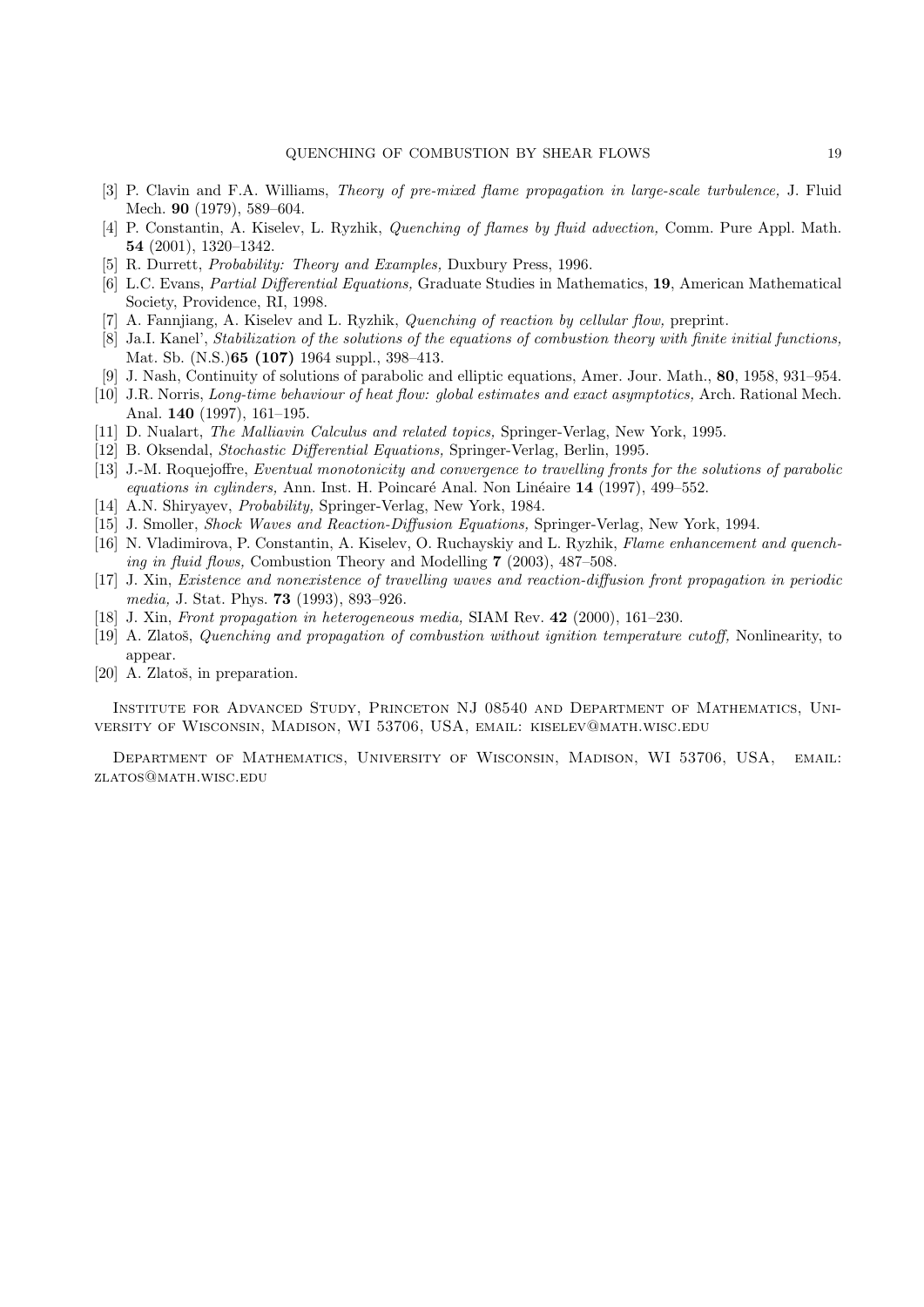[3] P. Clavin and F.A. Williams, *Theory of pre-mixed flame propagation in large-scale turbulence,* J. Fluid Mech. **90** (1979), 589–604.

[4] P. Constantin, A. Kiselev, L. Ryzhik, *Quenching of flames by fluid advection,* Comm. Pure Appl. Math. **54** (2001), 1320–1342.

[5] R. Durrett, *Probability: Theory and Examples,* Duxbury Press, 1996.

[6] L.C. Evans, *Partial Differential Equations,* Graduate Studies in Mathematics, **19**, American Mathematical Society, Providence, RI, 1998.

[7] A. Fannjiang, A. Kiselev and L. Ryzhik, *Quenching of reaction by cellular flow,* preprint.

[8] Ja.I. Kanel', *Stabilization of the solutions of the equations of combustion theory with finite initial functions,* Mat. Sb. (N.S.)**65 (107)** 1964 suppl., 398–413.

[9] J. Nash, Continuity of solutions of parabolic and elliptic equations, Amer. Jour. Math., **80**, 1958, 931–954.

[10] J.R. Norris, *Long-time behaviour of heat flow: global estimates and exact asymptotics,* Arch. Rational Mech. Anal. **140** (1997), 161–195.

[11] D. Nualart, *The Malliavin Calculus and related topics,* Springer-Verlag, New York, 1995.

[12] B. Oksendal, *Stochastic Differential Equations,* Springer-Verlag, Berlin, 1995.

[13] J.-M. Roquejoffre, *Eventual monotonicity and convergence to travelling fronts for the solutions of parabolic equations in cylinders,* Ann. Inst. H. Poincaré Anal. Non Linéaire **14** (1997), 499–552.

[14] A.N. Shiryayev, *Probability,* Springer-Verlag, New York, 1984.

[15] J. Smoller, *Shock Waves and Reaction-Diffusion Equations,* Springer-Verlag, New York, 1994.

[16] N. Vladimirova, P. Constantin, A. Kiselev, O. Ruchayskiy and L. Ryzhik, *Flame enhancement and quenching in fluid flows,* Combustion Theory and Modelling **7** (2003), 487–508.

[17] J. Xin, *Existence and nonexistence of travelling waves and reaction-diffusion front propagation in periodic media,* J. Stat. Phys. **73** (1993), 893–926.

[18] J. Xin, *Front propagation in heterogeneous media,* SIAM Rev. **42** (2000), 161–230.

[19] A. Zlatoš, *Quenching and propagation of combustion without ignition temperature cutoff,* Nonlinearity, to appear.

[20] A. Zlatoš, in preparation.

Institute for Advanced Study, Princeton NJ 08540 and Department of Mathematics, University of Wisconsin, Madison, WI 53706, USA, email: kiselev@math.wisc.edu

Department of Mathematics, University of Wisconsin, Madison, WI 53706, USA, email: zlatos@math.wisc.edu